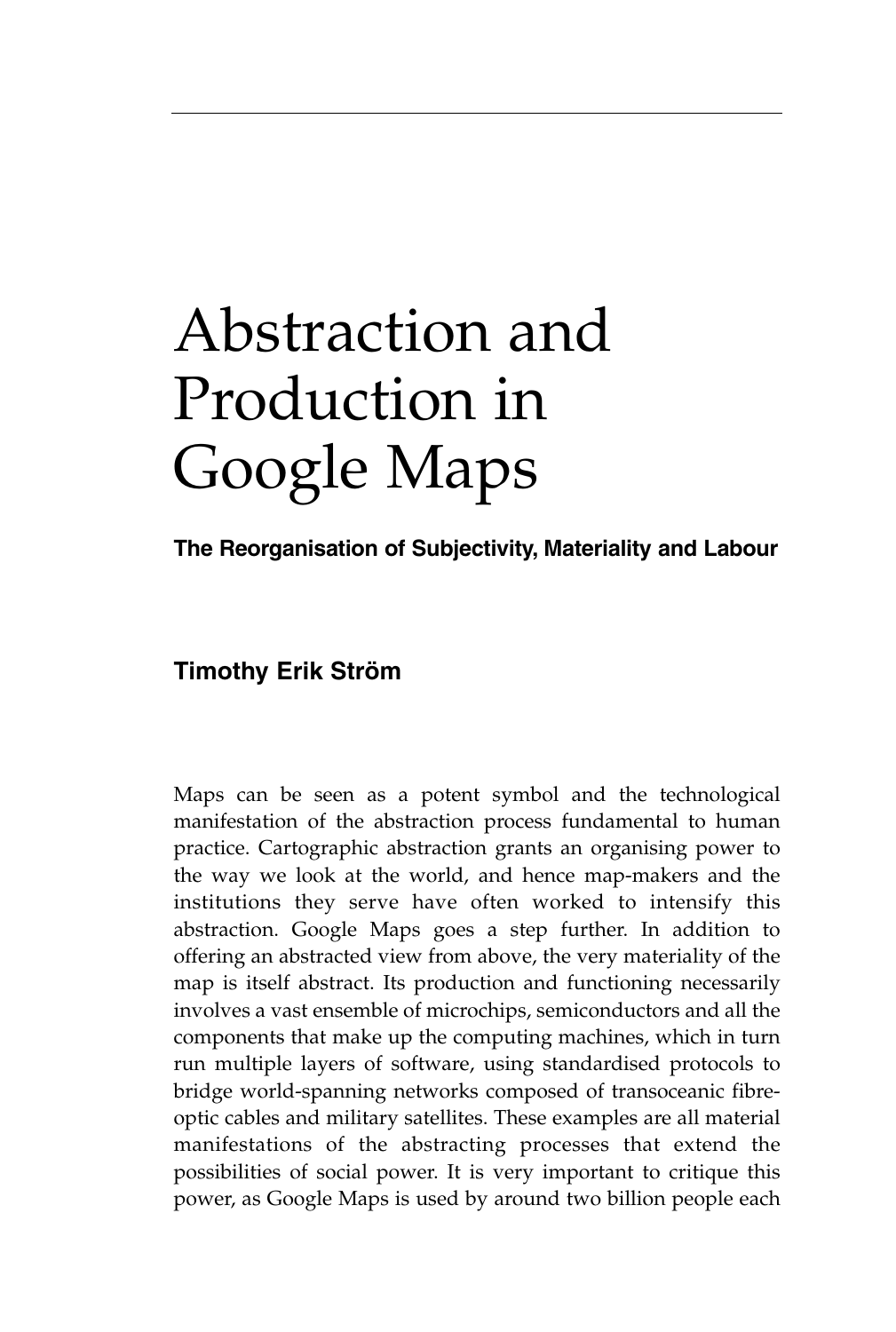# Abstraction and Production in Google Maps

## The Reorganisation of Subjectivity, Materiality and Labour

**Timothy Erik Ström**

Maps can be seen as a potent symbol and the technological manifestation of the abstraction process fundamental to human practice. Cartographic abstraction grants an organising power to the way we look at the world, and hence map-makers and the institutions they serve have often worked to intensify this abstraction. Google Maps goes a step further. In addition to offering an abstracted view from above, the very materiality of the map is itself abstract. Its production and functioning necessarily involves a vast ensemble of microchips, semiconductors and all the components that make up the computing machines, which in turn run multiple layers of software, using standardised protocols to bridge world-spanning networks composed of transoceanic fibre-optic cables and military satellites. These examples are all material manifestations of the abstracting processes that extend the possibilities of social power. It is very important to critique this power, as Google Maps is used by around two billion people each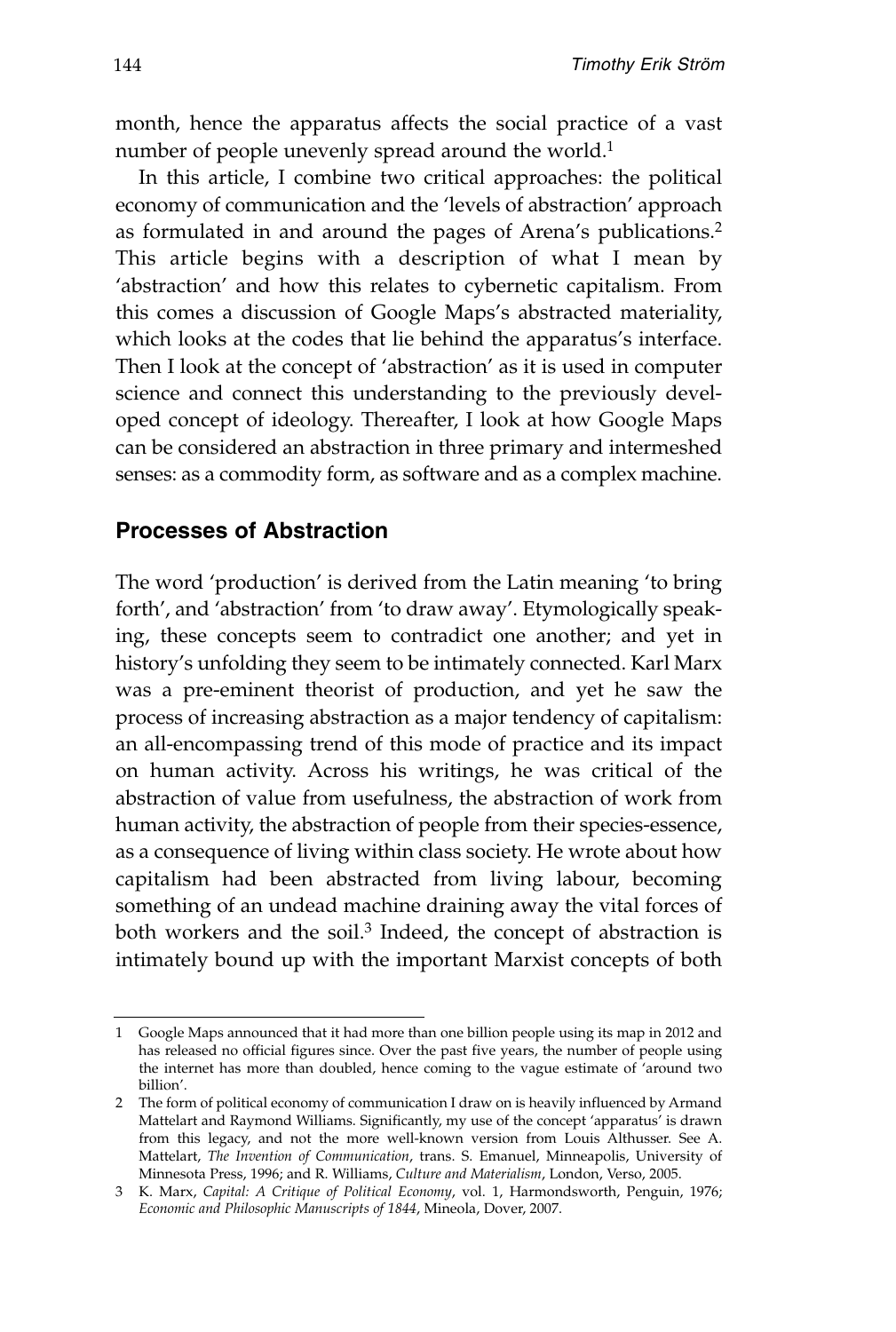month, hence the apparatus affects the social practice of a vast number of people unevenly spread around the world.[1]

In this article, I combine two critical approaches: the political economy of communication and the 'levels of abstraction' approach as formulated in and around the pages of Arena's publications.[2] This article begins with a description of what I mean by 'abstraction' and how this relates to cybernetic capitalism. From this comes a discussion of Google Maps's abstracted materiality, which looks at the codes that lie behind the apparatus's interface. Then I look at the concept of 'abstraction' as it is used in computer science and connect this understanding to the previously developed concept of ideology. Thereafter, I look at how Google Maps can be considered an abstraction in three primary and intermeshed senses: as a commodity form, as software and as a complex machine.

## Processes of Abstraction

The word 'production' is derived from the Latin meaning 'to bring forth', and 'abstraction' from 'to draw away'. Etymologically speaking, these concepts seem to contradict one another; and yet in history's unfolding they seem to be intimately connected. Karl Marx was a pre-eminent theorist of production, and yet he saw the process of increasing abstraction as a major tendency of capitalism: an all-encompassing trend of this mode of practice and its impact on human activity. Across his writings, he was critical of the abstraction of value from usefulness, the abstraction of work from human activity, the abstraction of people from their species-essence, as a consequence of living within class society. He wrote about how capitalism had been abstracted from living labour, becoming something of an undead machine draining away the vital forces of both workers and the soil.[3] Indeed, the concept of abstraction is intimately bound up with the important Marxist concepts of both

---

1 Google Maps announced that it had more than one billion people using its map in 2012 and has released no official figures since. Over the past five years, the number of people using the internet has more than doubled, hence coming to the vague estimate of 'around two billion'.

2 The form of political economy of communication I draw on is heavily influenced by Armand Mattelart and Raymond Williams. Significantly, my use of the concept 'apparatus' is drawn from this legacy, and not the more well-known version from Louis Althusser. See A. Mattelart, *The Invention of Communication*, trans. S. Emanuel, Minneapolis, University of Minnesota Press, 1996; and R. Williams, *Culture and Materialism*, London, Verso, 2005.

3 K. Marx, *Capital: A Critique of Political Economy*, vol. 1, Harmondsworth, Penguin, 1976; *Economic and Philosophic Manuscripts of 1844*, Mineola, Dover, 2007.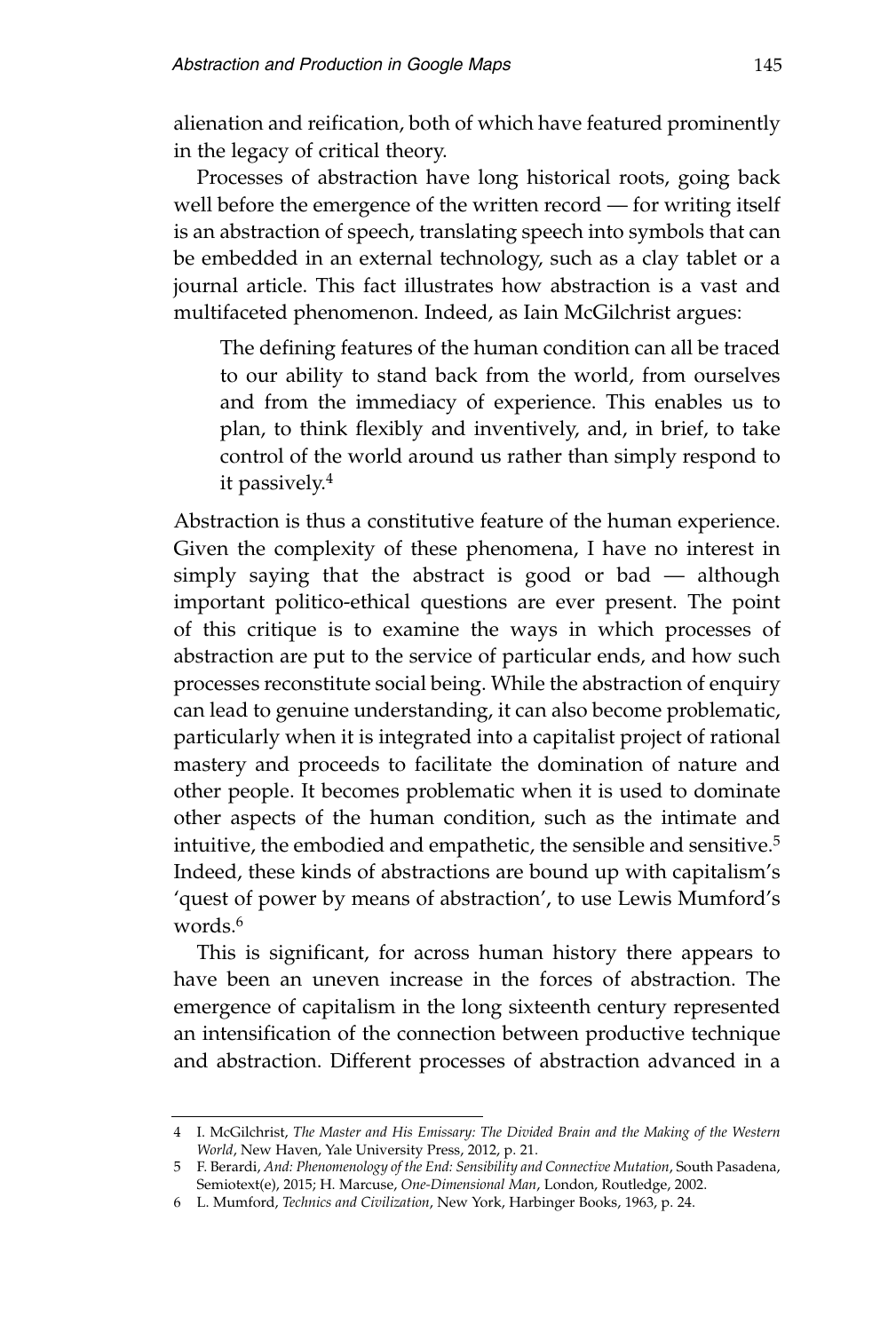alienation and reification, both of which have featured prominently in the legacy of critical theory.

Processes of abstraction have long historical roots, going back well before the emergence of the written record — for writing itself is an abstraction of speech, translating speech into symbols that can be embedded in an external technology, such as a clay tablet or a journal article. This fact illustrates how abstraction is a vast and multifaceted phenomenon. Indeed, as Iain McGilchrist argues:

> The defining features of the human condition can all be traced to our ability to stand back from the world, from ourselves and from the immediacy of experience. This enables us to plan, to think flexibly and inventively, and, in brief, to take control of the world around us rather than simply respond to it passively.[4]

Abstraction is thus a constitutive feature of the human experience. Given the complexity of these phenomena, I have no interest in simply saying that the abstract is good or bad — although important politico-ethical questions are ever present. The point of this critique is to examine the ways in which processes of abstraction are put to the service of particular ends, and how such processes reconstitute social being. While the abstraction of enquiry can lead to genuine understanding, it can also become problematic, particularly when it is integrated into a capitalist project of rational mastery and proceeds to facilitate the domination of nature and other people. It becomes problematic when it is used to dominate other aspects of the human condition, such as the intimate and intuitive, the embodied and empathetic, the sensible and sensitive.[5] Indeed, these kinds of abstractions are bound up with capitalism's 'quest of power by means of abstraction', to use Lewis Mumford's words.[6]

This is significant, for across human history there appears to have been an uneven increase in the forces of abstraction. The emergence of capitalism in the long sixteenth century represented an intensification of the connection between productive technique and abstraction. Different processes of abstraction advanced in a

---

4 I. McGilchrist, *The Master and His Emissary: The Divided Brain and the Making of the Western World*, New Haven, Yale University Press, 2012, p. 21.

5 F. Berardi, *And: Phenomenology of the End: Sensibility and Connective Mutation*, South Pasadena, Semiotext(e), 2015; H. Marcuse, *One-Dimensional Man*, London, Routledge, 2002.

6 L. Mumford, *Technics and Civilization*, New York, Harbinger Books, 1963, p. 24.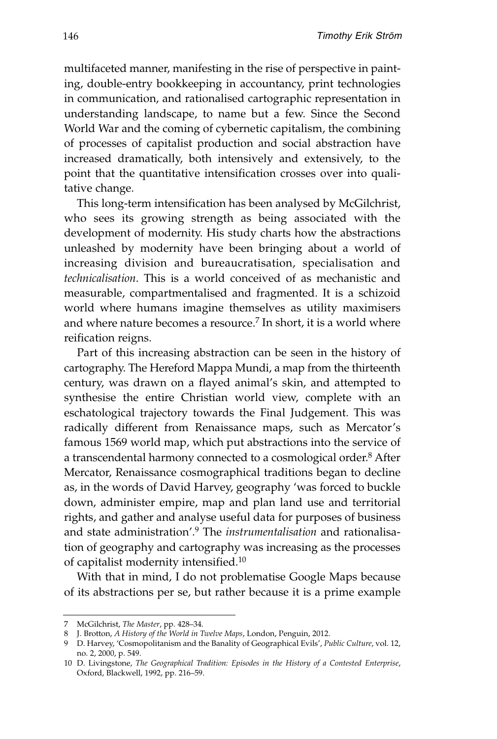multifaceted manner, manifesting in the rise of perspective in painting, double-entry bookkeeping in accountancy, print technologies in communication, and rationalised cartographic representation in understanding landscape, to name but a few. Since the Second World War and the coming of cybernetic capitalism, the combining of processes of capitalist production and social abstraction have increased dramatically, both intensively and extensively, to the point that the quantitative intensification crosses over into qualitative change.

This long-term intensification has been analysed by McGilchrist, who sees its growing strength as being associated with the development of modernity. His study charts how the abstractions unleashed by modernity have been bringing about a world of increasing division and bureaucratisation, specialisation and *technicalisation*. This is a world conceived of as mechanistic and measurable, compartmentalised and fragmented. It is a schizoid world where humans imagine themselves as utility maximisers and where nature becomes a resource.[7] In short, it is a world where reification reigns.

Part of this increasing abstraction can be seen in the history of cartography. The Hereford Mappa Mundi, a map from the thirteenth century, was drawn on a flayed animal's skin, and attempted to synthesise the entire Christian world view, complete with an eschatological trajectory towards the Final Judgement. This was radically different from Renaissance maps, such as Mercator's famous 1569 world map, which put abstractions into the service of a transcendental harmony connected to a cosmological order.[8] After Mercator, Renaissance cosmographical traditions began to decline as, in the words of David Harvey, geography 'was forced to buckle down, administer empire, map and plan land use and territorial rights, and gather and analyse useful data for purposes of business and state administration'.[9] The *instrumentalisation* and rationalisation of geography and cartography was increasing as the processes of capitalist modernity intensified.[10]

With that in mind, I do not problematise Google Maps because of its abstractions per se, but rather because it is a prime example

---

7 McGilchrist, *The Master*, pp. 428–34.

8 J. Brotton, *A History of the World in Twelve Maps*, London, Penguin, 2012.

9 D. Harvey, 'Cosmopolitanism and the Banality of Geographical Evils', *Public Culture*, vol. 12, no. 2, 2000, p. 549.

10 D. Livingstone, *The Geographical Tradition: Episodes in the History of a Contested Enterprise*, Oxford, Blackwell, 1992, pp. 216–59.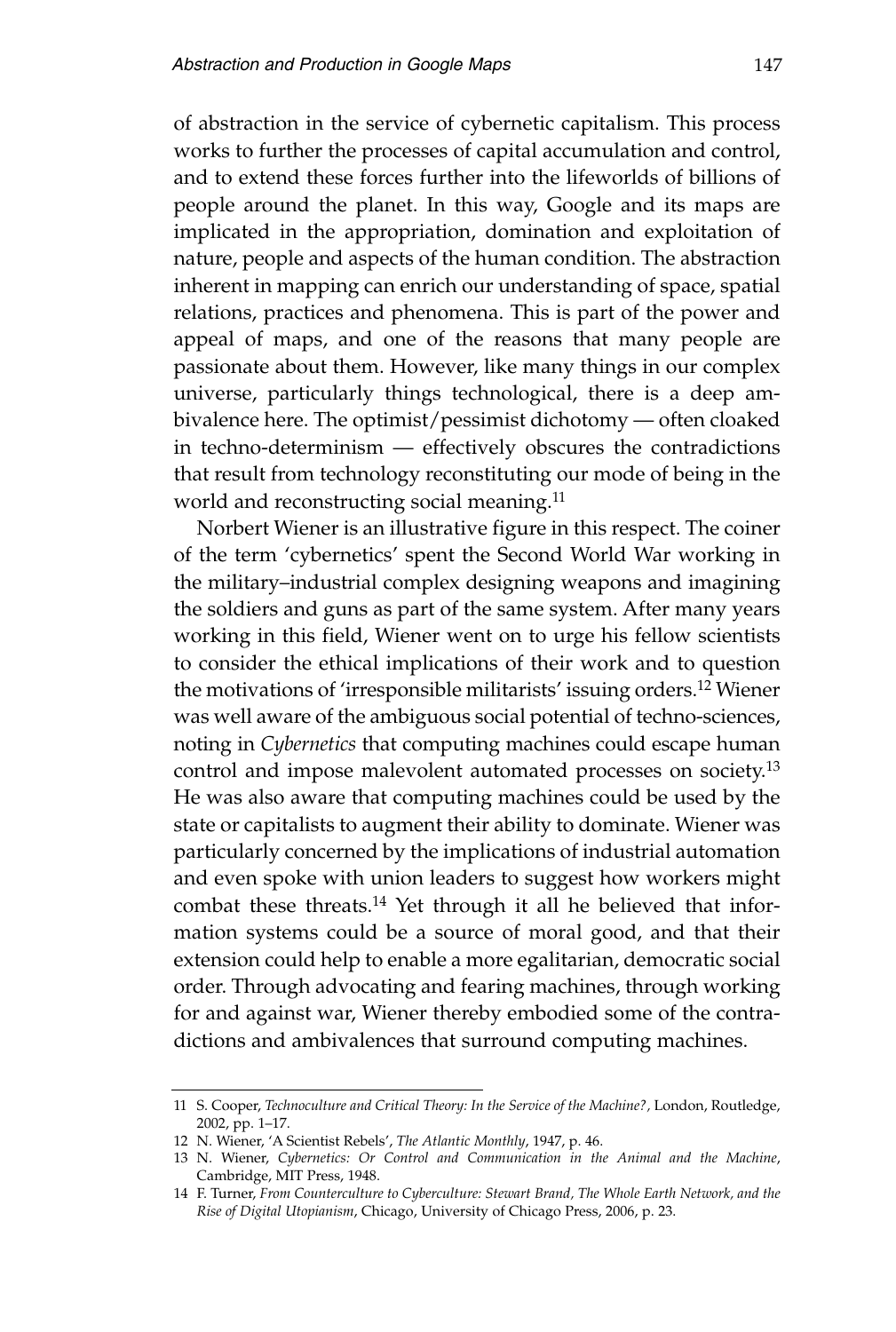of abstraction in the service of cybernetic capitalism. This process works to further the processes of capital accumulation and control, and to extend these forces further into the lifeworlds of billions of people around the planet. In this way, Google and its maps are implicated in the appropriation, domination and exploitation of nature, people and aspects of the human condition. The abstraction inherent in mapping can enrich our understanding of space, spatial relations, practices and phenomena. This is part of the power and appeal of maps, and one of the reasons that many people are passionate about them. However, like many things in our complex universe, particularly things technological, there is a deep ambivalence here. The optimist/pessimist dichotomy — often cloaked in techno-determinism — effectively obscures the contradictions that result from technology reconstituting our mode of being in the world and reconstructing social meaning.[11]

Norbert Wiener is an illustrative figure in this respect. The coiner of the term 'cybernetics' spent the Second World War working in the military–industrial complex designing weapons and imagining the soldiers and guns as part of the same system. After many years working in this field, Wiener went on to urge his fellow scientists to consider the ethical implications of their work and to question the motivations of 'irresponsible militarists' issuing orders.[12] Wiener was well aware of the ambiguous social potential of techno-sciences, noting in *Cybernetics* that computing machines could escape human control and impose malevolent automated processes on society.[13] He was also aware that computing machines could be used by the state or capitalists to augment their ability to dominate. Wiener was particularly concerned by the implications of industrial automation and even spoke with union leaders to suggest how workers might combat these threats.[14] Yet through it all he believed that information systems could be a source of moral good, and that their extension could help to enable a more egalitarian, democratic social order. Through advocating and fearing machines, through working for and against war, Wiener thereby embodied some of the contradictions and ambivalences that surround computing machines.

---

11 S. Cooper, *Technoculture and Critical Theory: In the Service of the Machine?*, London, Routledge, 2002, pp. 1–17.

12 N. Wiener, 'A Scientist Rebels', *The Atlantic Monthly*, 1947, p. 46.

13 N. Wiener, *Cybernetics: Or Control and Communication in the Animal and the Machine*, Cambridge, MIT Press, 1948.

14 F. Turner, *From Counterculture to Cyberculture: Stewart Brand, The Whole Earth Network, and the Rise of Digital Utopianism*, Chicago, University of Chicago Press, 2006, p. 23.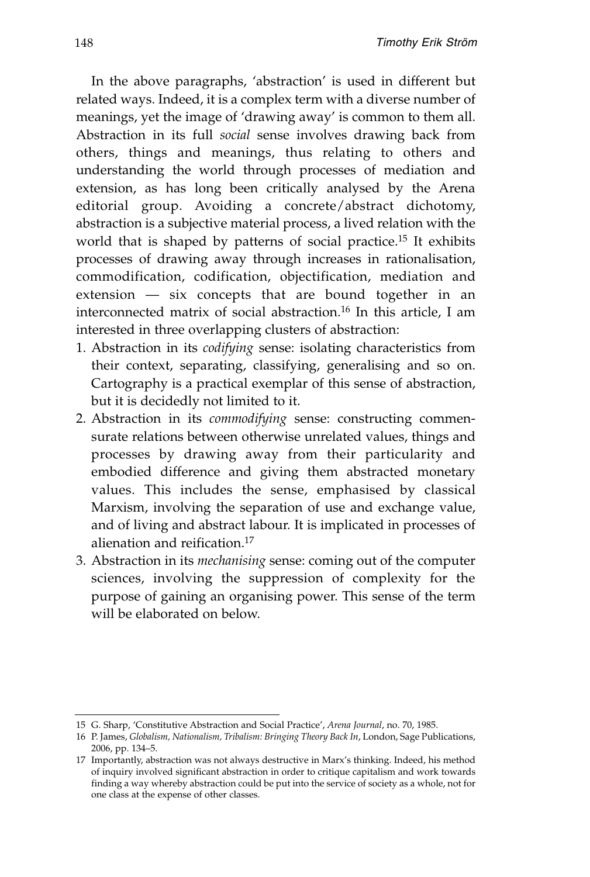In the above paragraphs, 'abstraction' is used in different but related ways. Indeed, it is a complex term with a diverse number of meanings, yet the image of 'drawing away' is common to them all. Abstraction in its full *social* sense involves drawing back from others, things and meanings, thus relating to others and understanding the world through processes of mediation and extension, as has long been critically analysed by the Arena editorial group. Avoiding a concrete/abstract dichotomy, abstraction is a subjective material process, a lived relation with the world that is shaped by patterns of social practice.[15] It exhibits processes of drawing away through increases in rationalisation, commodification, codification, objectification, mediation and extension — six concepts that are bound together in an interconnected matrix of social abstraction.[16] In this article, I am interested in three overlapping clusters of abstraction:

1. Abstraction in its *codifying* sense: isolating characteristics from their context, separating, classifying, generalising and so on. Cartography is a practical exemplar of this sense of abstraction, but it is decidedly not limited to it.
2. Abstraction in its *commodifying* sense: constructing commensurate relations between otherwise unrelated values, things and processes by drawing away from their particularity and embodied difference and giving them abstracted monetary values. This includes the sense, emphasised by classical Marxism, involving the separation of use and exchange value, and of living and abstract labour. It is implicated in processes of alienation and reification.[17]
3. Abstraction in its *mechanising* sense: coming out of the computer sciences, involving the suppression of complexity for the purpose of gaining an organising power. This sense of the term will be elaborated on below.

---

15 G. Sharp, 'Constitutive Abstraction and Social Practice', *Arena Journal*, no. 70, 1985.

16 P. James, *Globalism, Nationalism, Tribalism: Bringing Theory Back In*, London, Sage Publications, 2006, pp. 134–5.

17 Importantly, abstraction was not always destructive in Marx's thinking. Indeed, his method of inquiry involved significant abstraction in order to critique capitalism and work towards finding a way whereby abstraction could be put into the service of society as a whole, not for one class at the expense of other classes.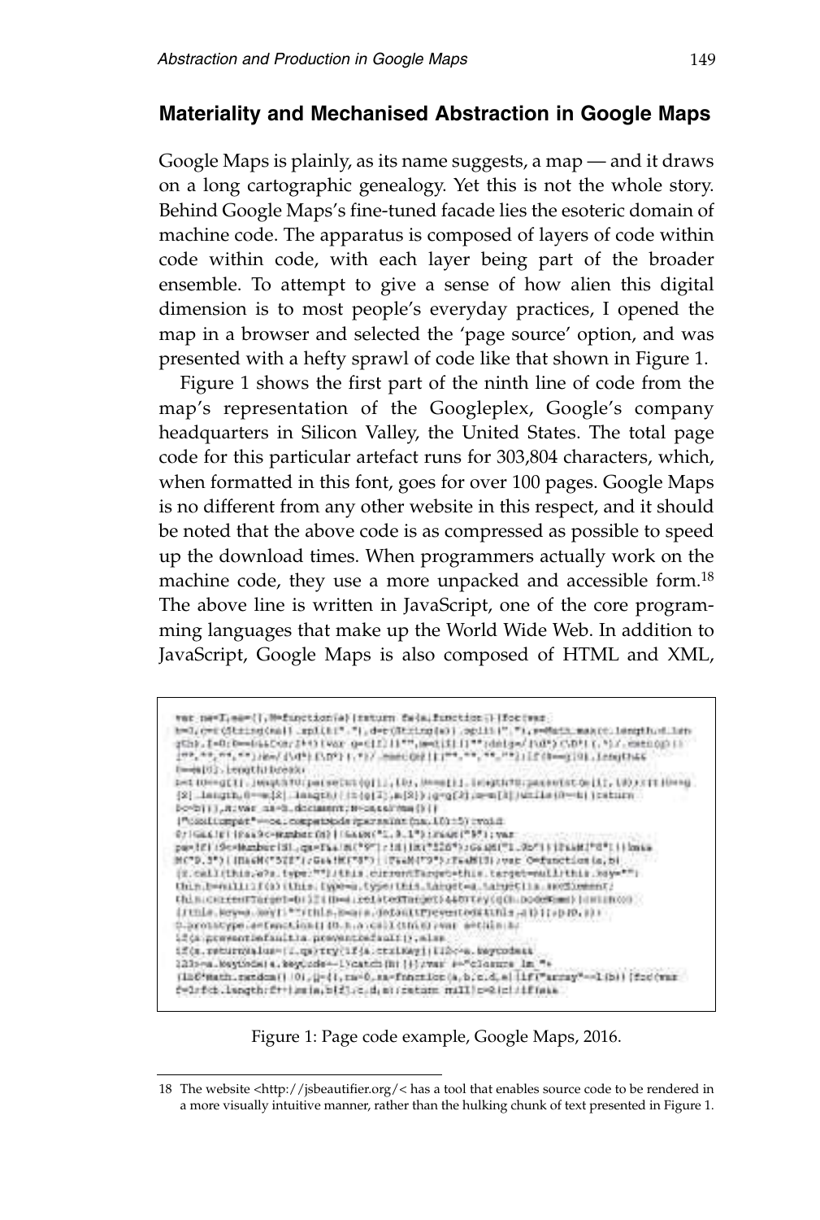## Materiality and Mechanised Abstraction in Google Maps

Google Maps is plainly, as its name suggests, a map — and it draws on a long cartographic genealogy. Yet this is not the whole story. Behind Google Maps's fine-tuned facade lies the esoteric domain of machine code. The apparatus is composed of layers of code within code within code, with each layer being part of the broader ensemble. To attempt to give a sense of how alien this digital dimension is to most people's everyday practices, I opened the map in a browser and selected the 'page source' option, and was presented with a hefty sprawl of code like that shown in Figure 1.

Figure 1 shows the first part of the ninth line of code from the map's representation of the Googleplex, Google's company headquarters in Silicon Valley, the United States. The total page code for this particular artefact runs for 303,804 characters, which, when formatted in this font, goes for over 100 pages. Google Maps is no different from any other website in this respect, and it should be noted that the above code is as compressed as possible to speed up the download times. When programmers actually work on the machine code, they use a more unpacked and accessible form.[18] The above line is written in JavaScript, one of the core programming languages that make up the World Wide Web. In addition to JavaScript, Google Maps is also composed of HTML and XML,

Figure 1: Page code example, Google Maps, 2016.

---

18 The website <http://jsbeautifier.org/< has a tool that enables source code to be rendered in a more visually intuitive manner, rather than the hulking chunk of text presented in Figure 1.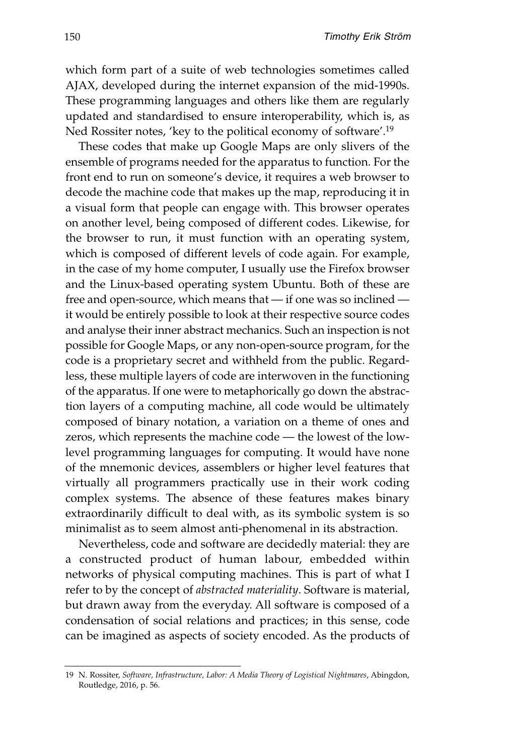which form part of a suite of web technologies sometimes called AJAX, developed during the internet expansion of the mid-1990s. These programming languages and others like them are regularly updated and standardised to ensure interoperability, which is, as Ned Rossiter notes, 'key to the political economy of software'.[19]

These codes that make up Google Maps are only slivers of the ensemble of programs needed for the apparatus to function. For the front end to run on someone's device, it requires a web browser to decode the machine code that makes up the map, reproducing it in a visual form that people can engage with. This browser operates on another level, being composed of different codes. Likewise, for the browser to run, it must function with an operating system, which is composed of different levels of code again. For example, in the case of my home computer, I usually use the Firefox browser and the Linux-based operating system Ubuntu. Both of these are free and open-source, which means that — if one was so inclined — it would be entirely possible to look at their respective source codes and analyse their inner abstract mechanics. Such an inspection is not possible for Google Maps, or any non-open-source program, for the code is a proprietary secret and withheld from the public. Regardless, these multiple layers of code are interwoven in the functioning of the apparatus. If one were to metaphorically go down the abstraction layers of a computing machine, all code would be ultimately composed of binary notation, a variation on a theme of ones and zeros, which represents the machine code — the lowest of the low-level programming languages for computing. It would have none of the mnemonic devices, assemblers or higher level features that virtually all programmers practically use in their work coding complex systems. The absence of these features makes binary extraordinarily difficult to deal with, as its symbolic system is so minimalist as to seem almost anti-phenomenal in its abstraction.

Nevertheless, code and software are decidedly material: they are a constructed product of human labour, embedded within networks of physical computing machines. This is part of what I refer to by the concept of *abstracted materiality*. Software is material, but drawn away from the everyday. All software is composed of a condensation of social relations and practices; in this sense, code can be imagined as aspects of society encoded. As the products of

---

19 N. Rossiter, *Software, Infrastructure, Labor: A Media Theory of Logistical Nightmares*, Abingdon, Routledge, 2016, p. 56.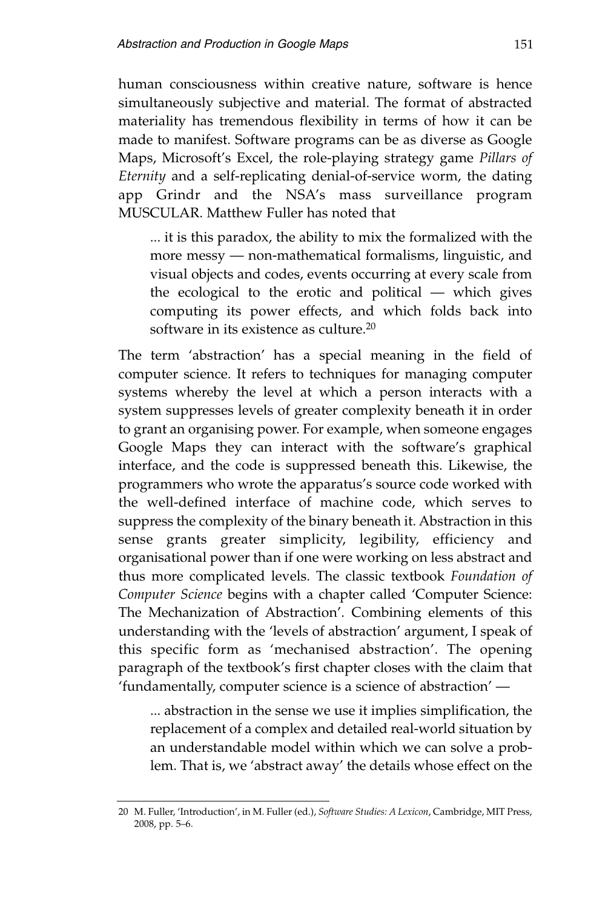human consciousness within creative nature, software is hence simultaneously subjective and material. The format of abstracted materiality has tremendous flexibility in terms of how it can be made to manifest. Software programs can be as diverse as Google Maps, Microsoft's Excel, the role-playing strategy game *Pillars of Eternity* and a self-replicating denial-of-service worm, the dating app Grindr and the NSA's mass surveillance program MUSCULAR. Matthew Fuller has noted that

> ... it is this paradox, the ability to mix the formalized with the more messy — non-mathematical formalisms, linguistic, and visual objects and codes, events occurring at every scale from the ecological to the erotic and political — which gives computing its power effects, and which folds back into software in its existence as culture.[20]

The term 'abstraction' has a special meaning in the field of computer science. It refers to techniques for managing computer systems whereby the level at which a person interacts with a system suppresses levels of greater complexity beneath it in order to grant an organising power. For example, when someone engages Google Maps they can interact with the software's graphical interface, and the code is suppressed beneath this. Likewise, the programmers who wrote the apparatus's source code worked with the well-defined interface of machine code, which serves to suppress the complexity of the binary beneath it. Abstraction in this sense grants greater simplicity, legibility, efficiency and organisational power than if one were working on less abstract and thus more complicated levels. The classic textbook *Foundation of Computer Science* begins with a chapter called 'Computer Science: The Mechanization of Abstraction'. Combining elements of this understanding with the 'levels of abstraction' argument, I speak of this specific form as 'mechanised abstraction'. The opening paragraph of the textbook's first chapter closes with the claim that 'fundamentally, computer science is a science of abstraction' —

> ... abstraction in the sense we use it implies simplification, the replacement of a complex and detailed real-world situation by an understandable model within which we can solve a problem. That is, we 'abstract away' the details whose effect on the

---

20 M. Fuller, 'Introduction', in M. Fuller (ed.), *Software Studies: A Lexicon*, Cambridge, MIT Press, 2008, pp. 5–6.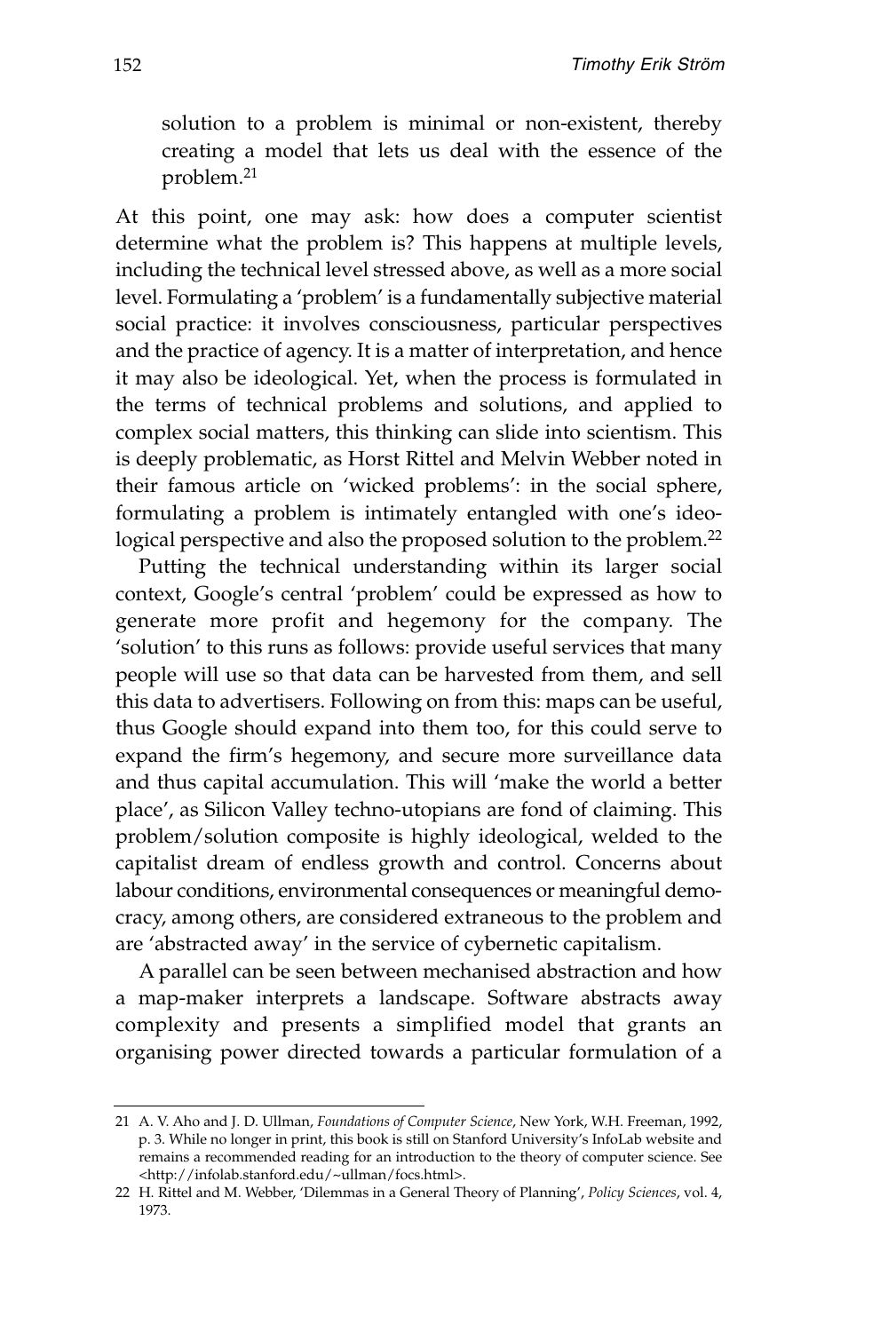solution to a problem is minimal or non-existent, thereby creating a model that lets us deal with the essence of the problem.[21]

At this point, one may ask: how does a computer scientist determine what the problem is? This happens at multiple levels, including the technical level stressed above, as well as a more social level. Formulating a 'problem' is a fundamentally subjective material social practice: it involves consciousness, particular perspectives and the practice of agency. It is a matter of interpretation, and hence it may also be ideological. Yet, when the process is formulated in the terms of technical problems and solutions, and applied to complex social matters, this thinking can slide into scientism. This is deeply problematic, as Horst Rittel and Melvin Webber noted in their famous article on 'wicked problems': in the social sphere, formulating a problem is intimately entangled with one's ideological perspective and also the proposed solution to the problem.[22]

Putting the technical understanding within its larger social context, Google's central 'problem' could be expressed as how to generate more profit and hegemony for the company. The 'solution' to this runs as follows: provide useful services that many people will use so that data can be harvested from them, and sell this data to advertisers. Following on from this: maps can be useful, thus Google should expand into them too, for this could serve to expand the firm's hegemony, and secure more surveillance data and thus capital accumulation. This will 'make the world a better place', as Silicon Valley techno-utopians are fond of claiming. This problem/solution composite is highly ideological, welded to the capitalist dream of endless growth and control. Concerns about labour conditions, environmental consequences or meaningful democracy, among others, are considered extraneous to the problem and are 'abstracted away' in the service of cybernetic capitalism.

A parallel can be seen between mechanised abstraction and how a map-maker interprets a landscape. Software abstracts away complexity and presents a simplified model that grants an organising power directed towards a particular formulation of a

---

21 A. V. Aho and J. D. Ullman, *Foundations of Computer Science*, New York, W.H. Freeman, 1992, p. 3. While no longer in print, this book is still on Stanford University's InfoLab website and remains a recommended reading for an introduction to the theory of computer science. See <http://infolab.stanford.edu/~ullman/focs.html>.

22 H. Rittel and M. Webber, 'Dilemmas in a General Theory of Planning', *Policy Sciences*, vol. 4, 1973.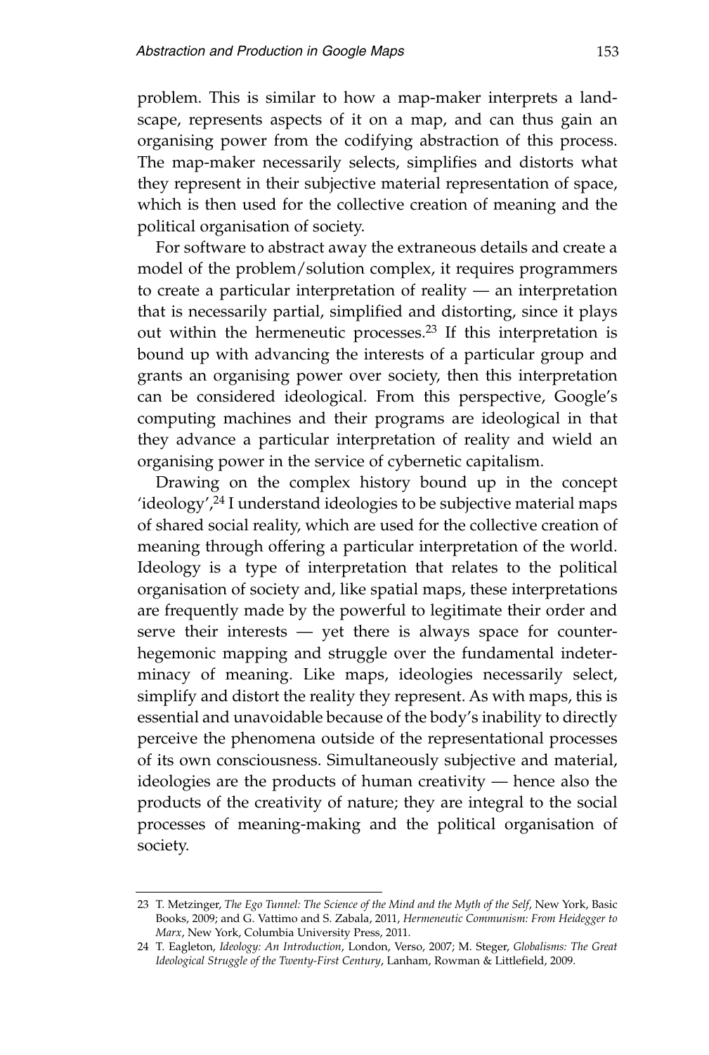problem. This is similar to how a map-maker interprets a landscape, represents aspects of it on a map, and can thus gain an organising power from the codifying abstraction of this process. The map-maker necessarily selects, simplifies and distorts what they represent in their subjective material representation of space, which is then used for the collective creation of meaning and the political organisation of society.

For software to abstract away the extraneous details and create a model of the problem/solution complex, it requires programmers to create a particular interpretation of reality — an interpretation that is necessarily partial, simplified and distorting, since it plays out within the hermeneutic processes.[23] If this interpretation is bound up with advancing the interests of a particular group and grants an organising power over society, then this interpretation can be considered ideological. From this perspective, Google's computing machines and their programs are ideological in that they advance a particular interpretation of reality and wield an organising power in the service of cybernetic capitalism.

Drawing on the complex history bound up in the concept 'ideology',[24] I understand ideologies to be subjective material maps of shared social reality, which are used for the collective creation of meaning through offering a particular interpretation of the world. Ideology is a type of interpretation that relates to the political organisation of society and, like spatial maps, these interpretations are frequently made by the powerful to legitimate their order and serve their interests — yet there is always space for counter-hegemonic mapping and struggle over the fundamental indeterminacy of meaning. Like maps, ideologies necessarily select, simplify and distort the reality they represent. As with maps, this is essential and unavoidable because of the body's inability to directly perceive the phenomena outside of the representational processes of its own consciousness. Simultaneously subjective and material, ideologies are the products of human creativity — hence also the products of the creativity of nature; they are integral to the social processes of meaning-making and the political organisation of society.

---

23 T. Metzinger, *The Ego Tunnel: The Science of the Mind and the Myth of the Self*, New York, Basic Books, 2009; and G. Vattimo and S. Zabala, 2011, *Hermeneutic Communism: From Heidegger to Marx*, New York, Columbia University Press, 2011.

24 T. Eagleton, *Ideology: An Introduction*, London, Verso, 2007; M. Steger, *Globalisms: The Great Ideological Struggle of the Twenty-First Century*, Lanham, Rowman & Littlefield, 2009.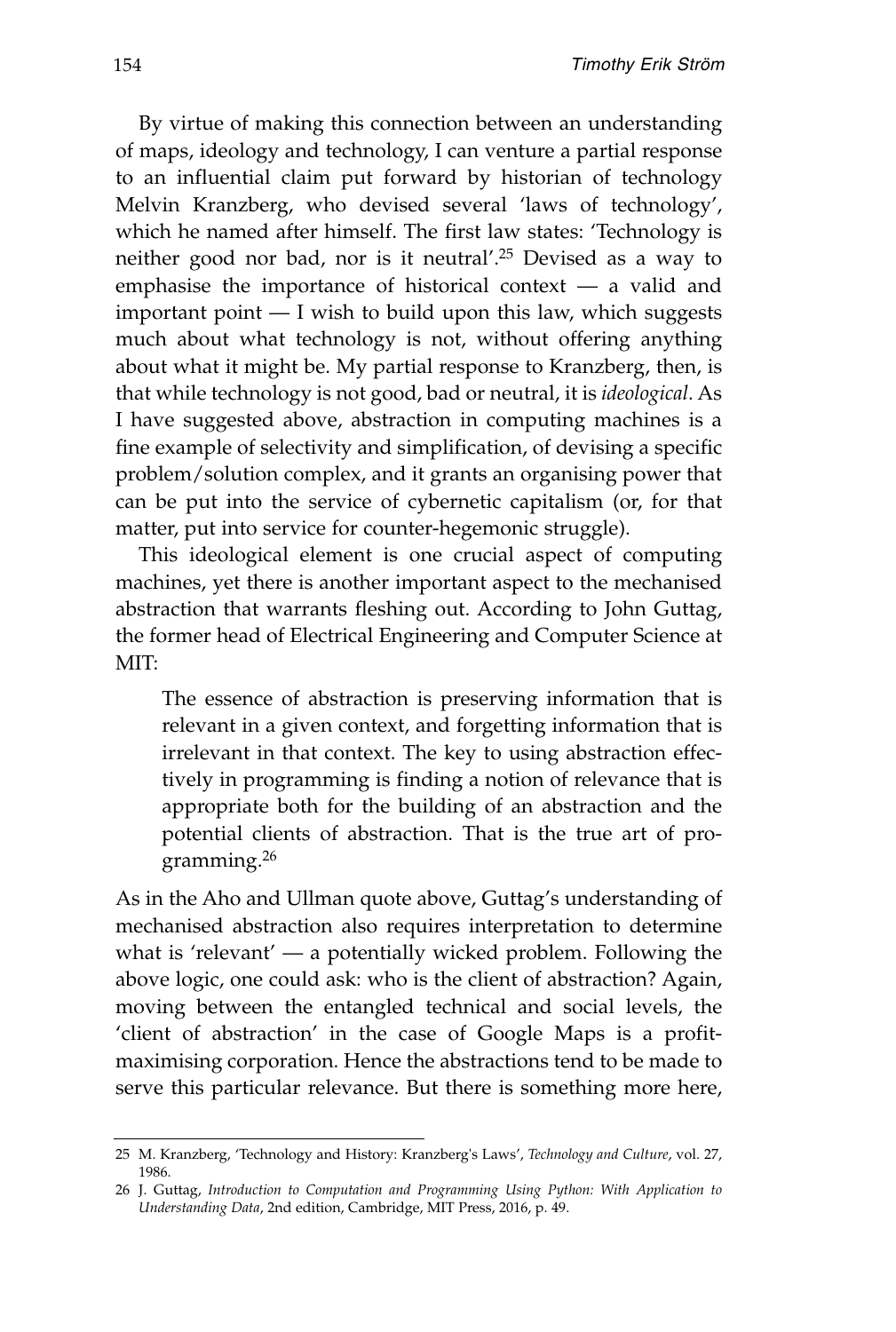By virtue of making this connection between an understanding of maps, ideology and technology, I can venture a partial response to an influential claim put forward by historian of technology Melvin Kranzberg, who devised several 'laws of technology', which he named after himself. The first law states: 'Technology is neither good nor bad, nor is it neutral'.[25] Devised as a way to emphasise the importance of historical context — a valid and important point — I wish to build upon this law, which suggests much about what technology is not, without offering anything about what it might be. My partial response to Kranzberg, then, is that while technology is not good, bad or neutral, it is *ideological*. As I have suggested above, abstraction in computing machines is a fine example of selectivity and simplification, of devising a specific problem/solution complex, and it grants an organising power that can be put into the service of cybernetic capitalism (or, for that matter, put into service for counter-hegemonic struggle).

This ideological element is one crucial aspect of computing machines, yet there is another important aspect to the mechanised abstraction that warrants fleshing out. According to John Guttag, the former head of Electrical Engineering and Computer Science at MIT:

> The essence of abstraction is preserving information that is relevant in a given context, and forgetting information that is irrelevant in that context. The key to using abstraction effectively in programming is finding a notion of relevance that is appropriate both for the building of an abstraction and the potential clients of abstraction. That is the true art of programming.[26]

As in the Aho and Ullman quote above, Guttag's understanding of mechanised abstraction also requires interpretation to determine what is 'relevant' — a potentially wicked problem. Following the above logic, one could ask: who is the client of abstraction? Again, moving between the entangled technical and social levels, the 'client of abstraction' in the case of Google Maps is a profit-maximising corporation. Hence the abstractions tend to be made to serve this particular relevance. But there is something more here,

---

25 M. Kranzberg, 'Technology and History: Kranzberg's Laws', *Technology and Culture*, vol. 27, 1986.

26 J. Guttag, *Introduction to Computation and Programming Using Python: With Application to Understanding Data*, 2nd edition, Cambridge, MIT Press, 2016, p. 49.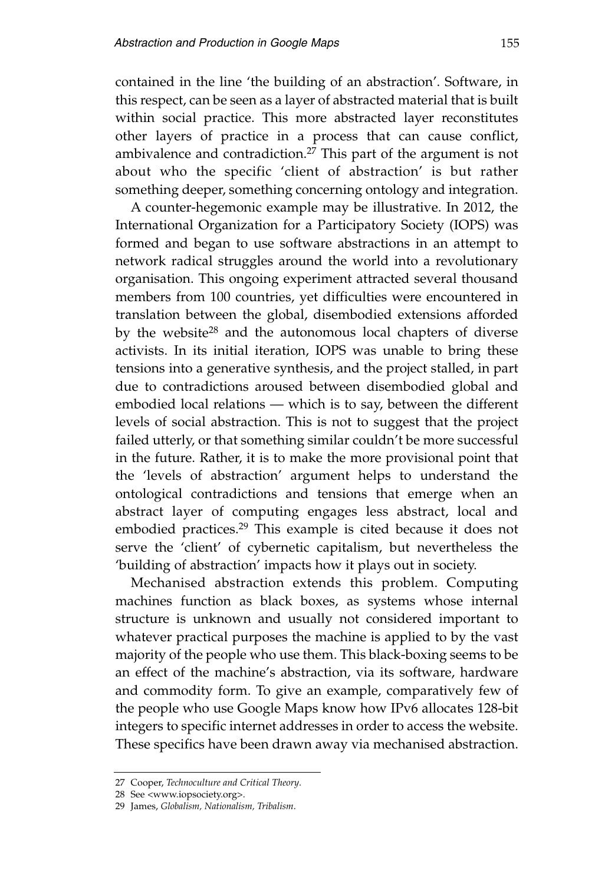contained in the line 'the building of an abstraction'. Software, in this respect, can be seen as a layer of abstracted material that is built within social practice. This more abstracted layer reconstitutes other layers of practice in a process that can cause conflict, ambivalence and contradiction.[27] This part of the argument is not about who the specific 'client of abstraction' is but rather something deeper, something concerning ontology and integration.

A counter-hegemonic example may be illustrative. In 2012, the International Organization for a Participatory Society (IOPS) was formed and began to use software abstractions in an attempt to network radical struggles around the world into a revolutionary organisation. This ongoing experiment attracted several thousand members from 100 countries, yet difficulties were encountered in translation between the global, disembodied extensions afforded by the website[28] and the autonomous local chapters of diverse activists. In its initial iteration, IOPS was unable to bring these tensions into a generative synthesis, and the project stalled, in part due to contradictions aroused between disembodied global and embodied local relations — which is to say, between the different levels of social abstraction. This is not to suggest that the project failed utterly, or that something similar couldn't be more successful in the future. Rather, it is to make the more provisional point that the 'levels of abstraction' argument helps to understand the ontological contradictions and tensions that emerge when an abstract layer of computing engages less abstract, local and embodied practices.[29] This example is cited because it does not serve the 'client' of cybernetic capitalism, but nevertheless the 'building of abstraction' impacts how it plays out in society.

Mechanised abstraction extends this problem. Computing machines function as black boxes, as systems whose internal structure is unknown and usually not considered important to whatever practical purposes the machine is applied to by the vast majority of the people who use them. This black-boxing seems to be an effect of the machine's abstraction, via its software, hardware and commodity form. To give an example, comparatively few of the people who use Google Maps know how IPv6 allocates 128-bit integers to specific internet addresses in order to access the website. These specifics have been drawn away via mechanised abstraction.

---

27 Cooper, *Technoculture and Critical Theory*.

28 See <www.iopsociety.org>.

29 James, *Globalism, Nationalism, Tribalism*.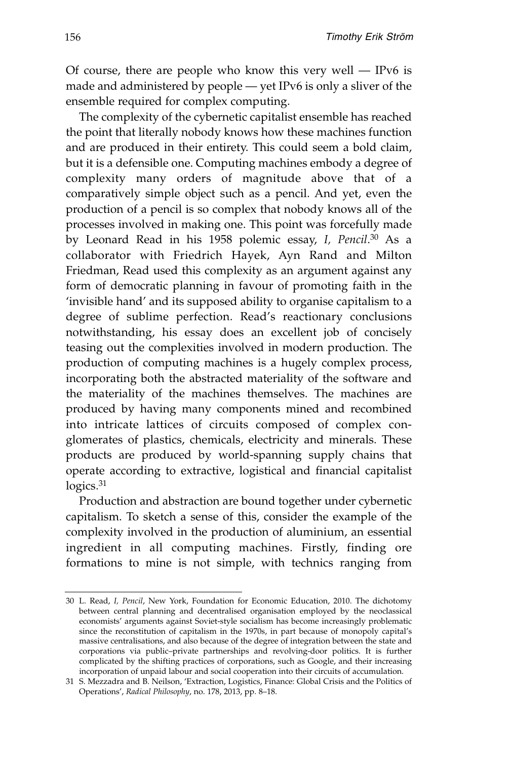Of course, there are people who know this very well — IPv6 is made and administered by people — yet IPv6 is only a sliver of the ensemble required for complex computing.

The complexity of the cybernetic capitalist ensemble has reached the point that literally nobody knows how these machines function and are produced in their entirety. This could seem a bold claim, but it is a defensible one. Computing machines embody a degree of complexity many orders of magnitude above that of a comparatively simple object such as a pencil. And yet, even the production of a pencil is so complex that nobody knows all of the processes involved in making one. This point was forcefully made by Leonard Read in his 1958 polemic essay, *I, Pencil*.[30] As a collaborator with Friedrich Hayek, Ayn Rand and Milton Friedman, Read used this complexity as an argument against any form of democratic planning in favour of promoting faith in the 'invisible hand' and its supposed ability to organise capitalism to a degree of sublime perfection. Read's reactionary conclusions notwithstanding, his essay does an excellent job of concisely teasing out the complexities involved in modern production. The production of computing machines is a hugely complex process, incorporating both the abstracted materiality of the software and the materiality of the machines themselves. The machines are produced by having many components mined and recombined into intricate lattices of circuits composed of complex conglomerates of plastics, chemicals, electricity and minerals. These products are produced by world-spanning supply chains that operate according to extractive, logistical and financial capitalist logics.[31]

Production and abstraction are bound together under cybernetic capitalism. To sketch a sense of this, consider the example of the complexity involved in the production of aluminium, an essential ingredient in all computing machines. Firstly, finding ore formations to mine is not simple, with technics ranging from

---

30 L. Read, *I, Pencil*, New York, Foundation for Economic Education, 2010. The dichotomy between central planning and decentralised organisation employed by the neoclassical economists' arguments against Soviet-style socialism has become increasingly problematic since the reconstitution of capitalism in the 1970s, in part because of monopoly capital's massive centralisations, and also because of the degree of integration between the state and corporations via public–private partnerships and revolving-door politics. It is further complicated by the shifting practices of corporations, such as Google, and their increasing incorporation of unpaid labour and social cooperation into their circuits of accumulation.

31 S. Mezzadra and B. Neilson, 'Extraction, Logistics, Finance: Global Crisis and the Politics of Operations', *Radical Philosophy*, no. 178, 2013, pp. 8–18.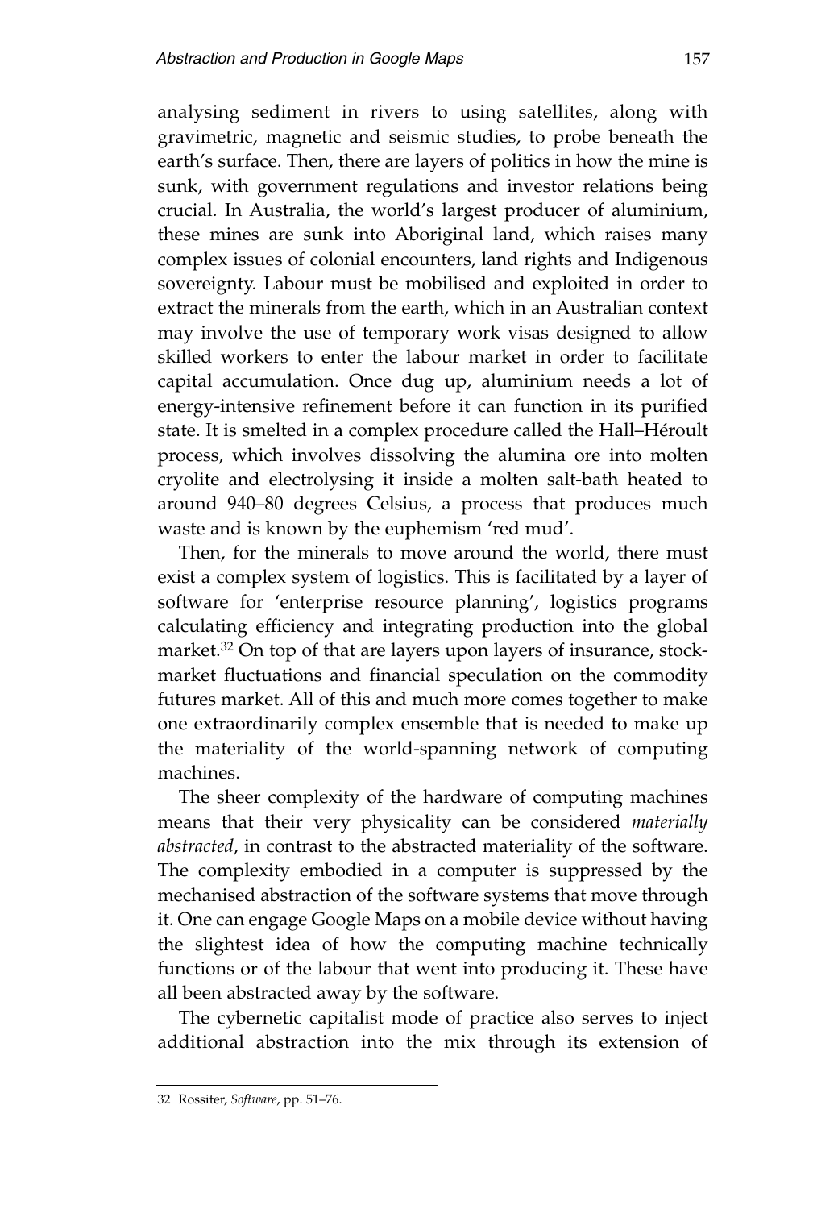analysing sediment in rivers to using satellites, along with gravimetric, magnetic and seismic studies, to probe beneath the earth's surface. Then, there are layers of politics in how the mine is sunk, with government regulations and investor relations being crucial. In Australia, the world's largest producer of aluminium, these mines are sunk into Aboriginal land, which raises many complex issues of colonial encounters, land rights and Indigenous sovereignty. Labour must be mobilised and exploited in order to extract the minerals from the earth, which in an Australian context may involve the use of temporary work visas designed to allow skilled workers to enter the labour market in order to facilitate capital accumulation. Once dug up, aluminium needs a lot of energy-intensive refinement before it can function in its purified state. It is smelted in a complex procedure called the Hall–Héroult process, which involves dissolving the alumina ore into molten cryolite and electrolysing it inside a molten salt-bath heated to around 940–80 degrees Celsius, a process that produces much waste and is known by the euphemism 'red mud'.

Then, for the minerals to move around the world, there must exist a complex system of logistics. This is facilitated by a layer of software for 'enterprise resource planning', logistics programs calculating efficiency and integrating production into the global market.[32] On top of that are layers upon layers of insurance, stock-market fluctuations and financial speculation on the commodity futures market. All of this and much more comes together to make one extraordinarily complex ensemble that is needed to make up the materiality of the world-spanning network of computing machines.

The sheer complexity of the hardware of computing machines means that their very physicality can be considered *materially abstracted*, in contrast to the abstracted materiality of the software. The complexity embodied in a computer is suppressed by the mechanised abstraction of the software systems that move through it. One can engage Google Maps on a mobile device without having the slightest idea of how the computing machine technically functions or of the labour that went into producing it. These have all been abstracted away by the software.

The cybernetic capitalist mode of practice also serves to inject additional abstraction into the mix through its extension of

---

32 Rossiter, *Software*, pp. 51–76.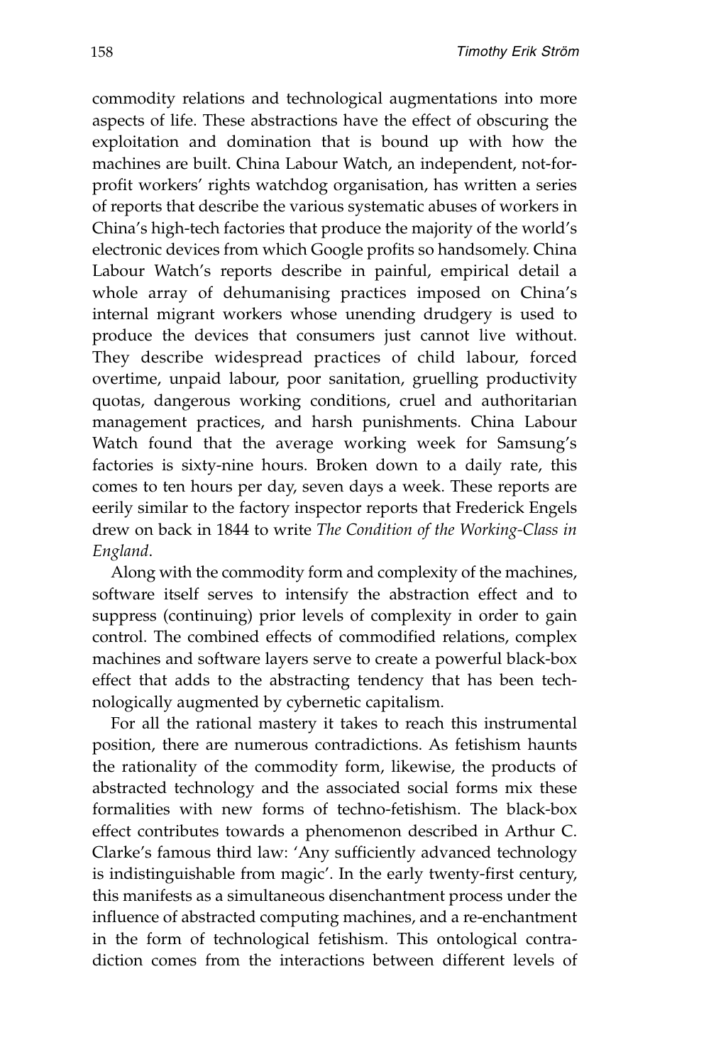commodity relations and technological augmentations into more aspects of life. These abstractions have the effect of obscuring the exploitation and domination that is bound up with how the machines are built. China Labour Watch, an independent, not-for-profit workers' rights watchdog organisation, has written a series of reports that describe the various systematic abuses of workers in China's high-tech factories that produce the majority of the world's electronic devices from which Google profits so handsomely. China Labour Watch's reports describe in painful, empirical detail a whole array of dehumanising practices imposed on China's internal migrant workers whose unending drudgery is used to produce the devices that consumers just cannot live without. They describe widespread practices of child labour, forced overtime, unpaid labour, poor sanitation, gruelling productivity quotas, dangerous working conditions, cruel and authoritarian management practices, and harsh punishments. China Labour Watch found that the average working week for Samsung's factories is sixty-nine hours. Broken down to a daily rate, this comes to ten hours per day, seven days a week. These reports are eerily similar to the factory inspector reports that Frederick Engels drew on back in 1844 to write *The Condition of the Working-Class in England*.

Along with the commodity form and complexity of the machines, software itself serves to intensify the abstraction effect and to suppress (continuing) prior levels of complexity in order to gain control. The combined effects of commodified relations, complex machines and software layers serve to create a powerful black-box effect that adds to the abstracting tendency that has been technologically augmented by cybernetic capitalism.

For all the rational mastery it takes to reach this instrumental position, there are numerous contradictions. As fetishism haunts the rationality of the commodity form, likewise, the products of abstracted technology and the associated social forms mix these formalities with new forms of techno-fetishism. The black-box effect contributes towards a phenomenon described in Arthur C. Clarke's famous third law: 'Any sufficiently advanced technology is indistinguishable from magic'. In the early twenty-first century, this manifests as a simultaneous disenchantment process under the influence of abstracted computing machines, and a re-enchantment in the form of technological fetishism. This ontological contradiction comes from the interactions between different levels of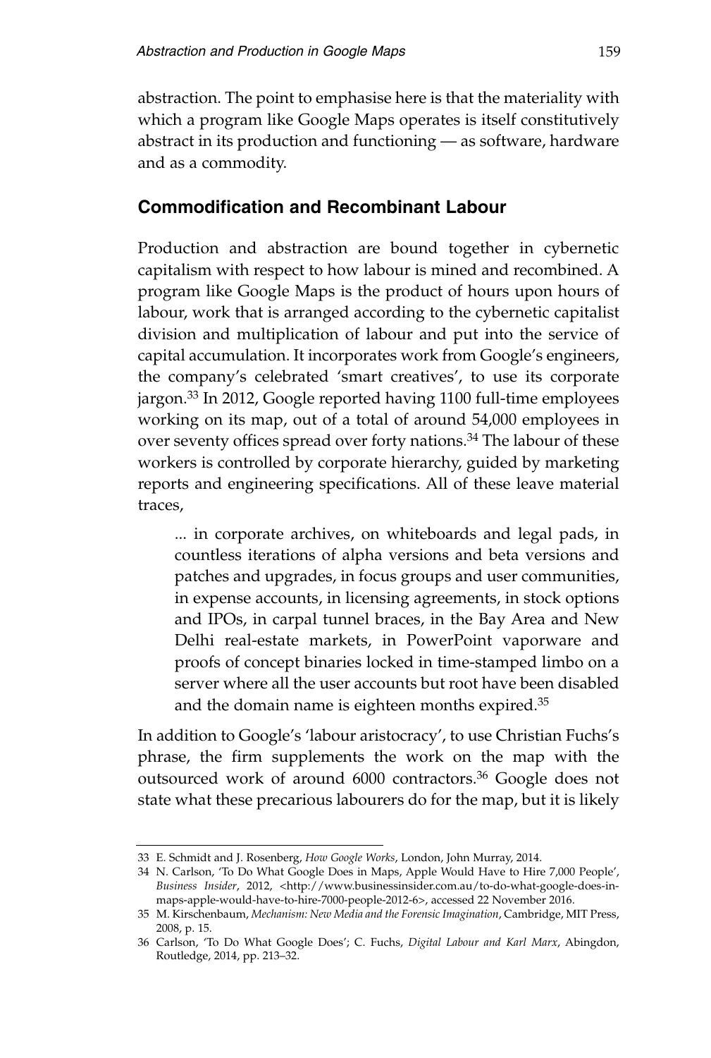abstraction. The point to emphasise here is that the materiality with which a program like Google Maps operates is itself constitutively abstract in its production and functioning — as software, hardware and as a commodity.

## Commodification and Recombinant Labour

Production and abstraction are bound together in cybernetic capitalism with respect to how labour is mined and recombined. A program like Google Maps is the product of hours upon hours of labour, work that is arranged according to the cybernetic capitalist division and multiplication of labour and put into the service of capital accumulation. It incorporates work from Google's engineers, the company's celebrated 'smart creatives', to use its corporate jargon.[33] In 2012, Google reported having 1100 full-time employees working on its map, out of a total of around 54,000 employees in over seventy offices spread over forty nations.[34] The labour of these workers is controlled by corporate hierarchy, guided by marketing reports and engineering specifications. All of these leave material traces,

> ... in corporate archives, on whiteboards and legal pads, in countless iterations of alpha versions and beta versions and patches and upgrades, in focus groups and user communities, in expense accounts, in licensing agreements, in stock options and IPOs, in carpal tunnel braces, in the Bay Area and New Delhi real-estate markets, in PowerPoint vaporware and proofs of concept binaries locked in time-stamped limbo on a server where all the user accounts but root have been disabled and the domain name is eighteen months expired.[35]

In addition to Google's 'labour aristocracy', to use Christian Fuchs's phrase, the firm supplements the work on the map with the outsourced work of around 6000 contractors.[36] Google does not state what these precarious labourers do for the map, but it is likely

---

33 E. Schmidt and J. Rosenberg, *How Google Works*, London, John Murray, 2014.

34 N. Carlson, 'To Do What Google Does in Maps, Apple Would Have to Hire 7,000 People', *Business Insider*, 2012, <http://www.businessinsider.com.au/to-do-what-google-does-in-maps-apple-would-have-to-hire-7000-people-2012-6>, accessed 22 November 2016.

35 M. Kirschenbaum, *Mechanism: New Media and the Forensic Imagination*, Cambridge, MIT Press, 2008, p. 15.

36 Carlson, 'To Do What Google Does'; C. Fuchs, *Digital Labour and Karl Marx*, Abingdon, Routledge, 2014, pp. 213–32.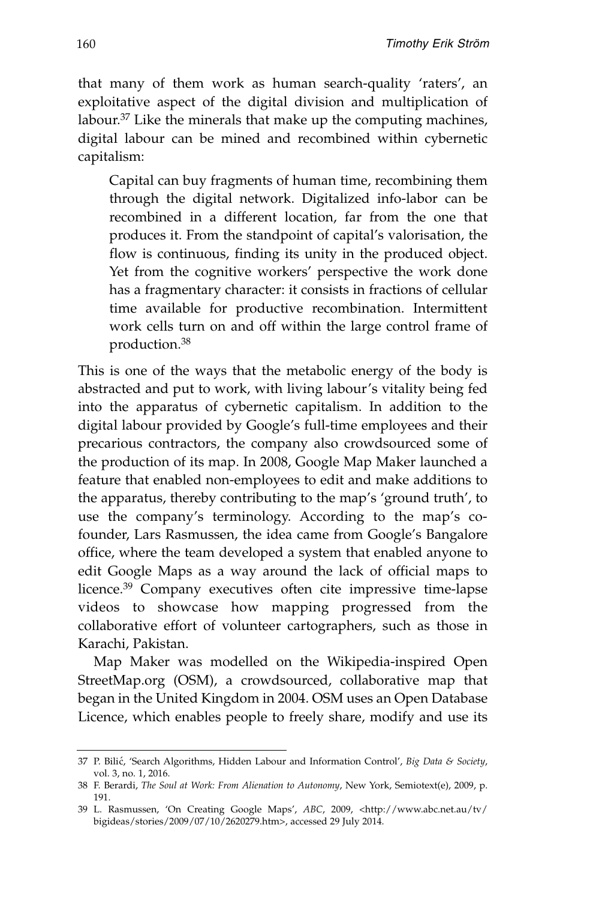that many of them work as human search-quality 'raters', an exploitative aspect of the digital division and multiplication of labour.[37] Like the minerals that make up the computing machines, digital labour can be mined and recombined within cybernetic capitalism:

> Capital can buy fragments of human time, recombining them through the digital network. Digitalized info-labor can be recombined in a different location, far from the one that produces it. From the standpoint of capital's valorisation, the flow is continuous, finding its unity in the produced object. Yet from the cognitive workers' perspective the work done has a fragmentary character: it consists in fractions of cellular time available for productive recombination. Intermittent work cells turn on and off within the large control frame of production.[38]

This is one of the ways that the metabolic energy of the body is abstracted and put to work, with living labour's vitality being fed into the apparatus of cybernetic capitalism. In addition to the digital labour provided by Google's full-time employees and their precarious contractors, the company also crowdsourced some of the production of its map. In 2008, Google Map Maker launched a feature that enabled non-employees to edit and make additions to the apparatus, thereby contributing to the map's 'ground truth', to use the company's terminology. According to the map's co-founder, Lars Rasmussen, the idea came from Google's Bangalore office, where the team developed a system that enabled anyone to edit Google Maps as a way around the lack of official maps to licence.[39] Company executives often cite impressive time-lapse videos to showcase how mapping progressed from the collaborative effort of volunteer cartographers, such as those in Karachi, Pakistan.

Map Maker was modelled on the Wikipedia-inspired Open StreetMap.org (OSM), a crowdsourced, collaborative map that began in the United Kingdom in 2004. OSM uses an Open Database Licence, which enables people to freely share, modify and use its

---

37 P. Bilić, 'Search Algorithms, Hidden Labour and Information Control', *Big Data & Society*, vol. 3, no. 1, 2016.

38 F. Berardi, *The Soul at Work: From Alienation to Autonomy*, New York, Semiotext(e), 2009, p. 191.

39 L. Rasmussen, 'On Creating Google Maps', *ABC*, 2009, <http://www.abc.net.au/tv/bigideas/stories/2009/07/10/2620279.htm>, accessed 29 July 2014.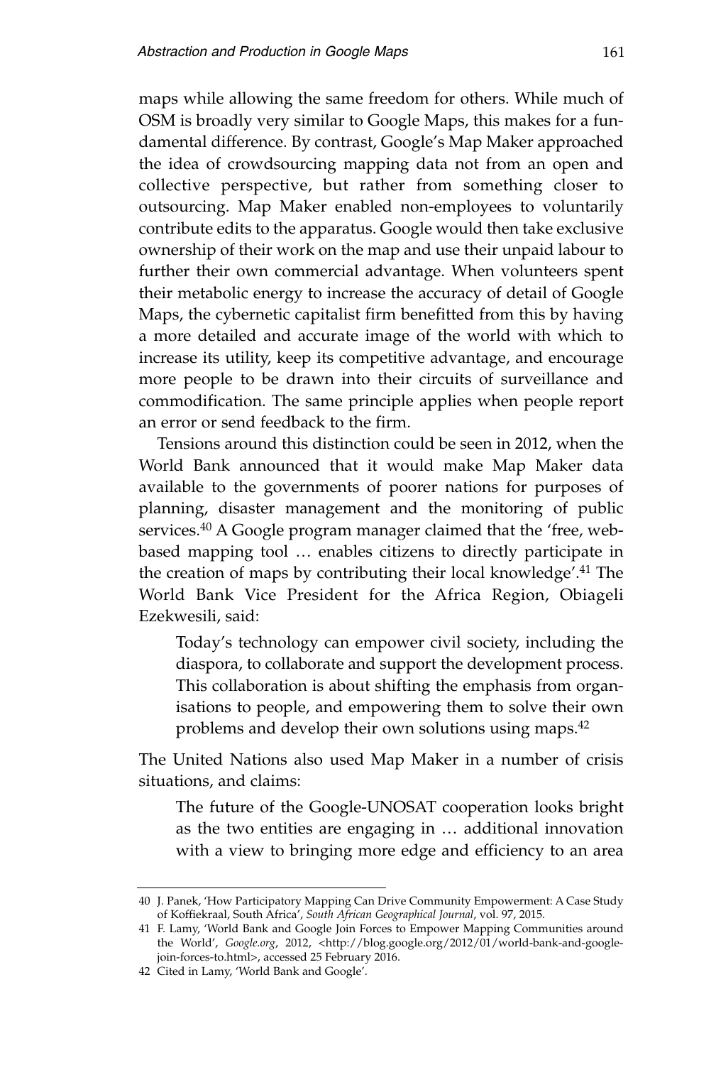maps while allowing the same freedom for others. While much of OSM is broadly very similar to Google Maps, this makes for a fundamental difference. By contrast, Google's Map Maker approached the idea of crowdsourcing mapping data not from an open and collective perspective, but rather from something closer to outsourcing. Map Maker enabled non-employees to voluntarily contribute edits to the apparatus. Google would then take exclusive ownership of their work on the map and use their unpaid labour to further their own commercial advantage. When volunteers spent their metabolic energy to increase the accuracy of detail of Google Maps, the cybernetic capitalist firm benefitted from this by having a more detailed and accurate image of the world with which to increase its utility, keep its competitive advantage, and encourage more people to be drawn into their circuits of surveillance and commodification. The same principle applies when people report an error or send feedback to the firm.

Tensions around this distinction could be seen in 2012, when the World Bank announced that it would make Map Maker data available to the governments of poorer nations for purposes of planning, disaster management and the monitoring of public services.[40] A Google program manager claimed that the 'free, web-based mapping tool … enables citizens to directly participate in the creation of maps by contributing their local knowledge'.[41] The World Bank Vice President for the Africa Region, Obiageli Ezekwesili, said:

> Today's technology can empower civil society, including the diaspora, to collaborate and support the development process. This collaboration is about shifting the emphasis from organisations to people, and empowering them to solve their own problems and develop their own solutions using maps.[42]

The United Nations also used Map Maker in a number of crisis situations, and claims:

> The future of the Google-UNOSAT cooperation looks bright as the two entities are engaging in … additional innovation with a view to bringing more edge and efficiency to an area

---

40 J. Panek, 'How Participatory Mapping Can Drive Community Empowerment: A Case Study of Koffiekraal, South Africa', *South African Geographical Journal*, vol. 97, 2015.

41 F. Lamy, 'World Bank and Google Join Forces to Empower Mapping Communities around the World', *Google.org*, 2012, <http://blog.google.org/2012/01/world-bank-and-google-join-forces-to.html>, accessed 25 February 2016.

42 Cited in Lamy, 'World Bank and Google'.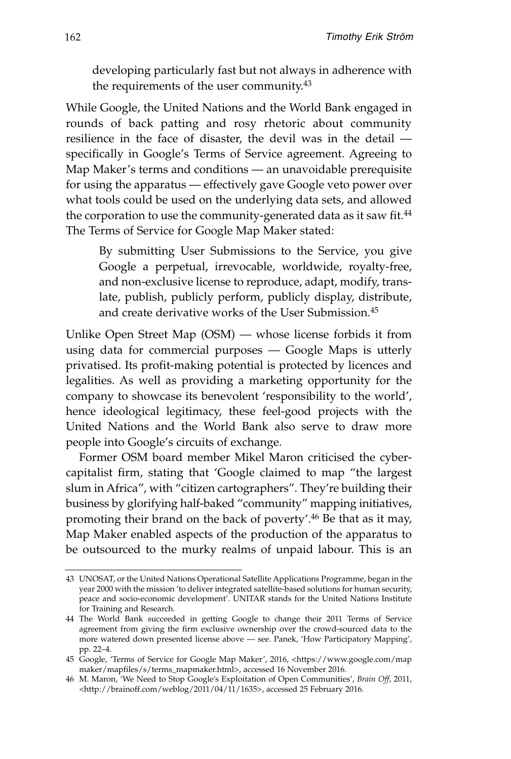developing particularly fast but not always in adherence with the requirements of the user community.[43]

While Google, the United Nations and the World Bank engaged in rounds of back patting and rosy rhetoric about community resilience in the face of disaster, the devil was in the detail — specifically in Google's Terms of Service agreement. Agreeing to Map Maker's terms and conditions — an unavoidable prerequisite for using the apparatus — effectively gave Google veto power over what tools could be used on the underlying data sets, and allowed the corporation to use the community-generated data as it saw fit.[44] The Terms of Service for Google Map Maker stated:

> By submitting User Submissions to the Service, you give Google a perpetual, irrevocable, worldwide, royalty-free, and non-exclusive license to reproduce, adapt, modify, translate, publish, publicly perform, publicly display, distribute, and create derivative works of the User Submission.[45]

Unlike Open Street Map (OSM) — whose license forbids it from using data for commercial purposes — Google Maps is utterly privatised. Its profit-making potential is protected by licences and legalities. As well as providing a marketing opportunity for the company to showcase its benevolent 'responsibility to the world', hence ideological legitimacy, these feel-good projects with the United Nations and the World Bank also serve to draw more people into Google's circuits of exchange.

Former OSM board member Mikel Maron criticised the cyber-capitalist firm, stating that 'Google claimed to map "the largest slum in Africa", with "citizen cartographers". They're building their business by glorifying half-baked "community" mapping initiatives, promoting their brand on the back of poverty'.[46] Be that as it may, Map Maker enabled aspects of the production of the apparatus to be outsourced to the murky realms of unpaid labour. This is an

---

43 UNOSAT, or the United Nations Operational Satellite Applications Programme, began in the year 2000 with the mission 'to deliver integrated satellite-based solutions for human security, peace and socio-economic development'. UNITAR stands for the United Nations Institute for Training and Research.

44 The World Bank succeeded in getting Google to change their 2011 Terms of Service agreement from giving the firm exclusive ownership over the crowd-sourced data to the more watered down presented license above — see. Panek, 'How Participatory Mapping', pp. 22–4.

45 Google, 'Terms of Service for Google Map Maker', 2016, <https://www.google.com/mapmaker/mapfiles/s/terms_mapmaker.html>, accessed 16 November 2016.

46 M. Maron, 'We Need to Stop Google's Exploitation of Open Communities', *Brain Off*, 2011, <http://brainoff.com/weblog/2011/04/11/1635>, accessed 25 February 2016.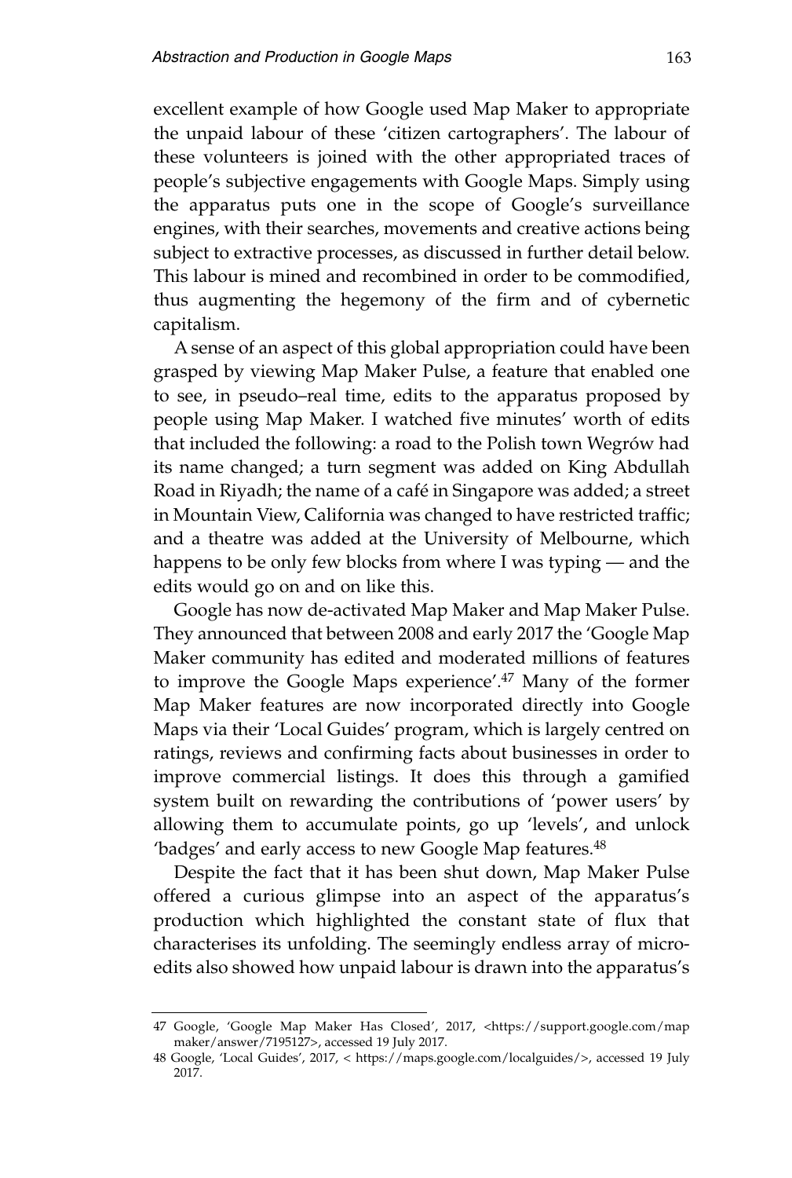excellent example of how Google used Map Maker to appropriate the unpaid labour of these 'citizen cartographers'. The labour of these volunteers is joined with the other appropriated traces of people's subjective engagements with Google Maps. Simply using the apparatus puts one in the scope of Google's surveillance engines, with their searches, movements and creative actions being subject to extractive processes, as discussed in further detail below. This labour is mined and recombined in order to be commodified, thus augmenting the hegemony of the firm and of cybernetic capitalism.

A sense of an aspect of this global appropriation could have been grasped by viewing Map Maker Pulse, a feature that enabled one to see, in pseudo–real time, edits to the apparatus proposed by people using Map Maker. I watched five minutes' worth of edits that included the following: a road to the Polish town Wegrów had its name changed; a turn segment was added on King Abdullah Road in Riyadh; the name of a café in Singapore was added; a street in Mountain View, California was changed to have restricted traffic; and a theatre was added at the University of Melbourne, which happens to be only few blocks from where I was typing — and the edits would go on and on like this.

Google has now de-activated Map Maker and Map Maker Pulse. They announced that between 2008 and early 2017 the 'Google Map Maker community has edited and moderated millions of features to improve the Google Maps experience'.[47] Many of the former Map Maker features are now incorporated directly into Google Maps via their 'Local Guides' program, which is largely centred on ratings, reviews and confirming facts about businesses in order to improve commercial listings. It does this through a gamified system built on rewarding the contributions of 'power users' by allowing them to accumulate points, go up 'levels', and unlock 'badges' and early access to new Google Map features.[48]

Despite the fact that it has been shut down, Map Maker Pulse offered a curious glimpse into an aspect of the apparatus's production which highlighted the constant state of flux that characterises its unfolding. The seemingly endless array of micro-edits also showed how unpaid labour is drawn into the apparatus's

---

47 Google, 'Google Map Maker Has Closed', 2017, <https://support.google.com/mapmaker/answer/7195127>, accessed 19 July 2017.

48 Google, 'Local Guides', 2017, < https://maps.google.com/localguides/>, accessed 19 July 2017.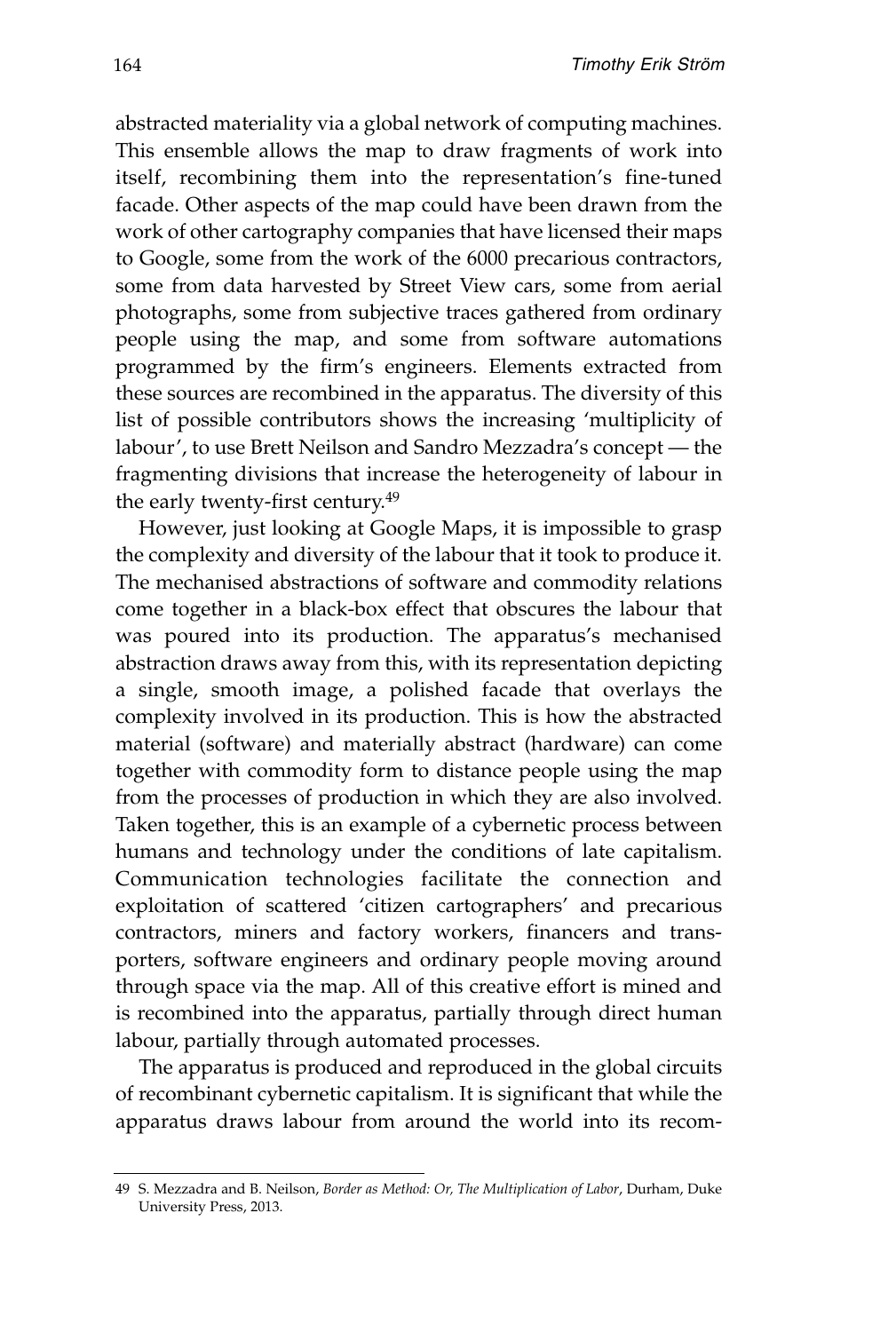abstracted materiality via a global network of computing machines. This ensemble allows the map to draw fragments of work into itself, recombining them into the representation's fine-tuned facade. Other aspects of the map could have been drawn from the work of other cartography companies that have licensed their maps to Google, some from the work of the 6000 precarious contractors, some from data harvested by Street View cars, some from aerial photographs, some from subjective traces gathered from ordinary people using the map, and some from software automations programmed by the firm's engineers. Elements extracted from these sources are recombined in the apparatus. The diversity of this list of possible contributors shows the increasing 'multiplicity of labour', to use Brett Neilson and Sandro Mezzadra's concept — the fragmenting divisions that increase the heterogeneity of labour in the early twenty-first century.[49]

However, just looking at Google Maps, it is impossible to grasp the complexity and diversity of the labour that it took to produce it. The mechanised abstractions of software and commodity relations come together in a black-box effect that obscures the labour that was poured into its production. The apparatus's mechanised abstraction draws away from this, with its representation depicting a single, smooth image, a polished facade that overlays the complexity involved in its production. This is how the abstracted material (software) and materially abstract (hardware) can come together with commodity form to distance people using the map from the processes of production in which they are also involved. Taken together, this is an example of a cybernetic process between humans and technology under the conditions of late capitalism. Communication technologies facilitate the connection and exploitation of scattered 'citizen cartographers' and precarious contractors, miners and factory workers, financers and transporters, software engineers and ordinary people moving around through space via the map. All of this creative effort is mined and is recombined into the apparatus, partially through direct human labour, partially through automated processes.

The apparatus is produced and reproduced in the global circuits of recombinant cybernetic capitalism. It is significant that while the apparatus draws labour from around the world into its recom-

---

49 S. Mezzadra and B. Neilson, *Border as Method: Or, The Multiplication of Labor*, Durham, Duke University Press, 2013.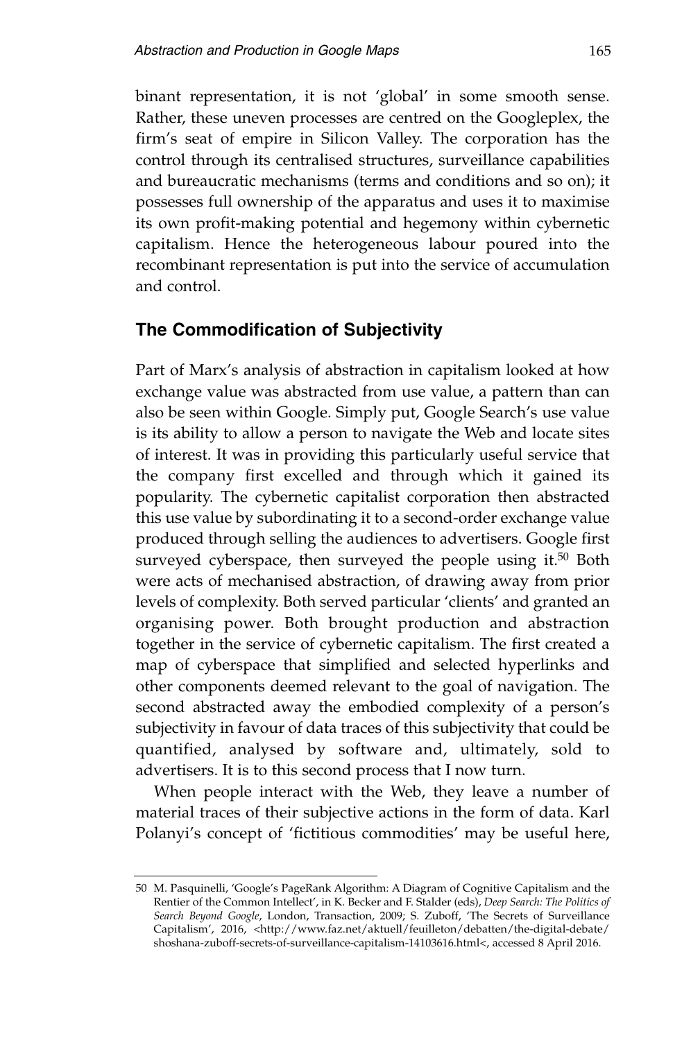binant representation, it is not 'global' in some smooth sense. Rather, these uneven processes are centred on the Googleplex, the firm's seat of empire in Silicon Valley. The corporation has the control through its centralised structures, surveillance capabilities and bureaucratic mechanisms (terms and conditions and so on); it possesses full ownership of the apparatus and uses it to maximise its own profit-making potential and hegemony within cybernetic capitalism. Hence the heterogeneous labour poured into the recombinant representation is put into the service of accumulation and control.

## The Commodification of Subjectivity

Part of Marx's analysis of abstraction in capitalism looked at how exchange value was abstracted from use value, a pattern than can also be seen within Google. Simply put, Google Search's use value is its ability to allow a person to navigate the Web and locate sites of interest. It was in providing this particularly useful service that the company first excelled and through which it gained its popularity. The cybernetic capitalist corporation then abstracted this use value by subordinating it to a second-order exchange value produced through selling the audiences to advertisers. Google first surveyed cyberspace, then surveyed the people using it.[50] Both were acts of mechanised abstraction, of drawing away from prior levels of complexity. Both served particular 'clients' and granted an organising power. Both brought production and abstraction together in the service of cybernetic capitalism. The first created a map of cyberspace that simplified and selected hyperlinks and other components deemed relevant to the goal of navigation. The second abstracted away the embodied complexity of a person's subjectivity in favour of data traces of this subjectivity that could be quantified, analysed by software and, ultimately, sold to advertisers. It is to this second process that I now turn.

When people interact with the Web, they leave a number of material traces of their subjective actions in the form of data. Karl Polanyi's concept of 'fictitious commodities' may be useful here,

---

50 M. Pasquinelli, 'Google's PageRank Algorithm: A Diagram of Cognitive Capitalism and the Rentier of the Common Intellect', in K. Becker and F. Stalder (eds), *Deep Search: The Politics of Search Beyond Google*, London, Transaction, 2009; S. Zuboff, 'The Secrets of Surveillance Capitalism', 2016, <http://www.faz.net/aktuell/feuilleton/debatten/the-digital-debate/shoshana-zuboff-secrets-of-surveillance-capitalism-14103616.html<, accessed 8 April 2016.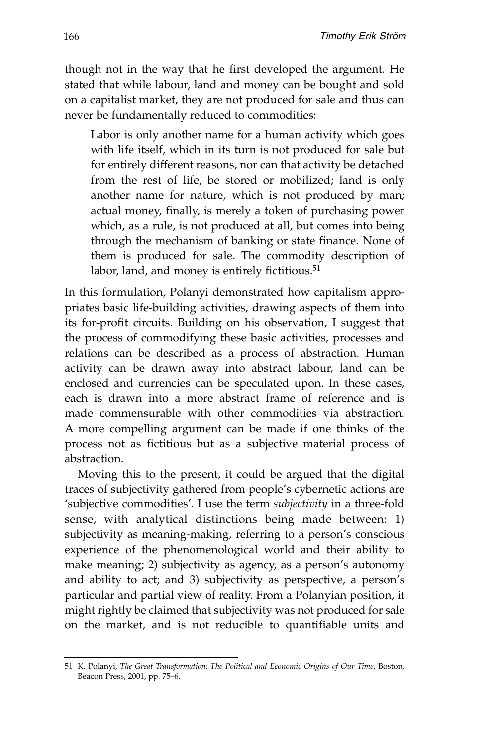though not in the way that he first developed the argument. He stated that while labour, land and money can be bought and sold on a capitalist market, they are not produced for sale and thus can never be fundamentally reduced to commodities:

> Labor is only another name for a human activity which goes with life itself, which in its turn is not produced for sale but for entirely different reasons, nor can that activity be detached from the rest of life, be stored or mobilized; land is only another name for nature, which is not produced by man; actual money, finally, is merely a token of purchasing power which, as a rule, is not produced at all, but comes into being through the mechanism of banking or state finance. None of them is produced for sale. The commodity description of labor, land, and money is entirely fictitious.[51]

In this formulation, Polanyi demonstrated how capitalism appropriates basic life-building activities, drawing aspects of them into its for-profit circuits. Building on his observation, I suggest that the process of commodifying these basic activities, processes and relations can be described as a process of abstraction. Human activity can be drawn away into abstract labour, land can be enclosed and currencies can be speculated upon. In these cases, each is drawn into a more abstract frame of reference and is made commensurable with other commodities via abstraction. A more compelling argument can be made if one thinks of the process not as fictitious but as a subjective material process of abstraction.

Moving this to the present, it could be argued that the digital traces of subjectivity gathered from people's cybernetic actions are 'subjective commodities'. I use the term *subjectivity* in a three-fold sense, with analytical distinctions being made between: 1) subjectivity as meaning-making, referring to a person's conscious experience of the phenomenological world and their ability to make meaning; 2) subjectivity as agency, as a person's autonomy and ability to act; and 3) subjectivity as perspective, a person's particular and partial view of reality. From a Polanyian position, it might rightly be claimed that subjectivity was not produced for sale on the market, and is not reducible to quantifiable units and

---

51 K. Polanyi, *The Great Transformation: The Political and Economic Origins of Our Time*, Boston, Beacon Press, 2001, pp. 75–6.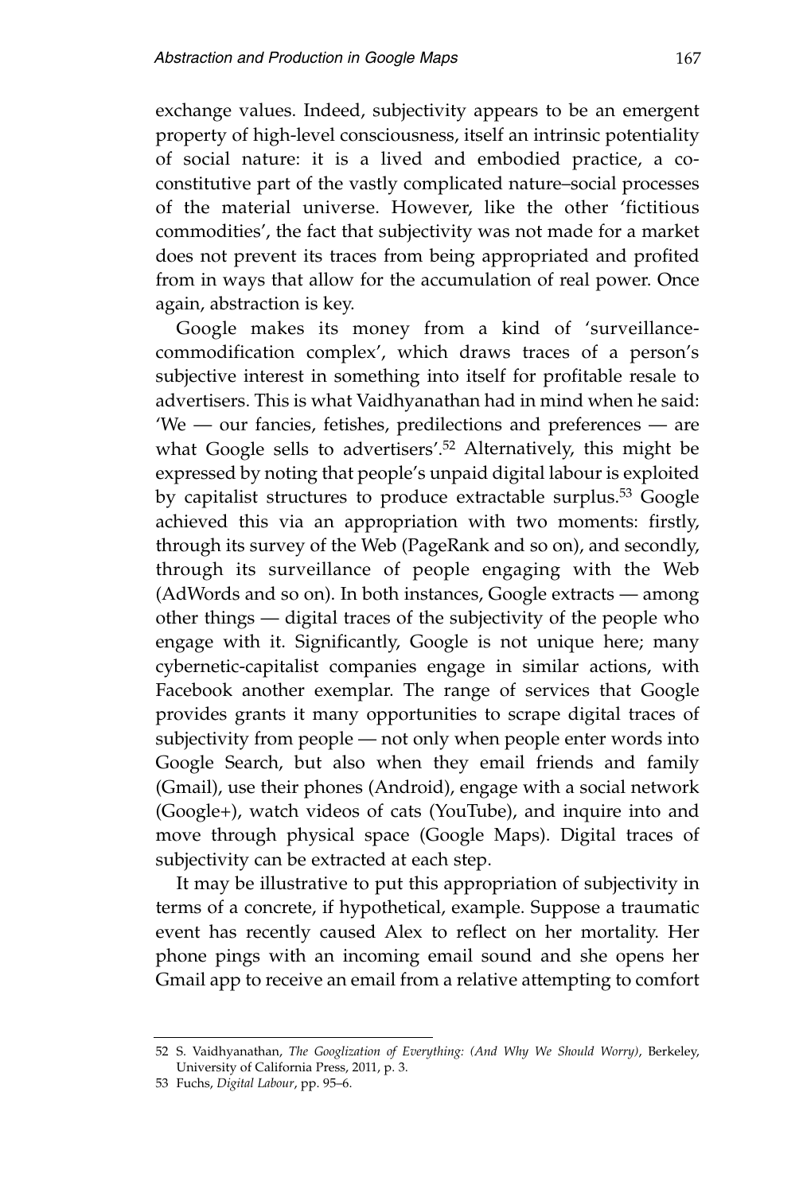exchange values. Indeed, subjectivity appears to be an emergent property of high-level consciousness, itself an intrinsic potentiality of social nature: it is a lived and embodied practice, a co-constitutive part of the vastly complicated nature–social processes of the material universe. However, like the other 'fictitious commodities', the fact that subjectivity was not made for a market does not prevent its traces from being appropriated and profited from in ways that allow for the accumulation of real power. Once again, abstraction is key.

Google makes its money from a kind of 'surveillance-commodification complex', which draws traces of a person's subjective interest in something into itself for profitable resale to advertisers. This is what Vaidhyanathan had in mind when he said: 'We — our fancies, fetishes, predilections and preferences — are what Google sells to advertisers'.[52] Alternatively, this might be expressed by noting that people's unpaid digital labour is exploited by capitalist structures to produce extractable surplus.[53] Google achieved this via an appropriation with two moments: firstly, through its survey of the Web (PageRank and so on), and secondly, through its surveillance of people engaging with the Web (AdWords and so on). In both instances, Google extracts — among other things — digital traces of the subjectivity of the people who engage with it. Significantly, Google is not unique here; many cybernetic-capitalist companies engage in similar actions, with Facebook another exemplar. The range of services that Google provides grants it many opportunities to scrape digital traces of subjectivity from people — not only when people enter words into Google Search, but also when they email friends and family (Gmail), use their phones (Android), engage with a social network (Google+), watch videos of cats (YouTube), and inquire into and move through physical space (Google Maps). Digital traces of subjectivity can be extracted at each step.

It may be illustrative to put this appropriation of subjectivity in terms of a concrete, if hypothetical, example. Suppose a traumatic event has recently caused Alex to reflect on her mortality. Her phone pings with an incoming email sound and she opens her Gmail app to receive an email from a relative attempting to comfort

---

52 S. Vaidhyanathan, *The Googlization of Everything: (And Why We Should Worry)*, Berkeley, University of California Press, 2011, p. 3.

53 Fuchs, *Digital Labour*, pp. 95–6.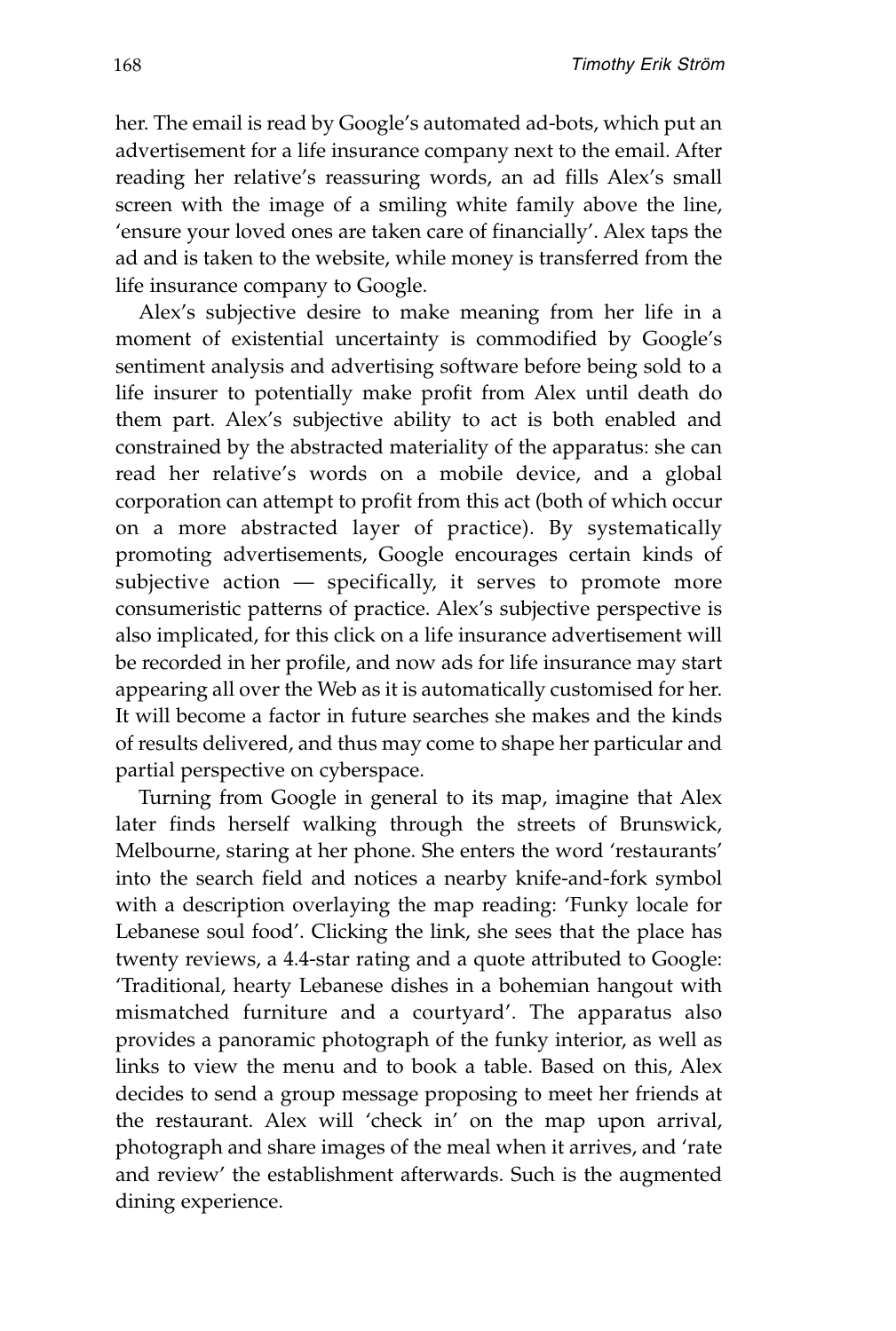her. The email is read by Google's automated ad-bots, which put an advertisement for a life insurance company next to the email. After reading her relative's reassuring words, an ad fills Alex's small screen with the image of a smiling white family above the line, 'ensure your loved ones are taken care of financially'. Alex taps the ad and is taken to the website, while money is transferred from the life insurance company to Google.

Alex's subjective desire to make meaning from her life in a moment of existential uncertainty is commodified by Google's sentiment analysis and advertising software before being sold to a life insurer to potentially make profit from Alex until death do them part. Alex's subjective ability to act is both enabled and constrained by the abstracted materiality of the apparatus: she can read her relative's words on a mobile device, and a global corporation can attempt to profit from this act (both of which occur on a more abstracted layer of practice). By systematically promoting advertisements, Google encourages certain kinds of subjective action — specifically, it serves to promote more consumeristic patterns of practice. Alex's subjective perspective is also implicated, for this click on a life insurance advertisement will be recorded in her profile, and now ads for life insurance may start appearing all over the Web as it is automatically customised for her. It will become a factor in future searches she makes and the kinds of results delivered, and thus may come to shape her particular and partial perspective on cyberspace.

Turning from Google in general to its map, imagine that Alex later finds herself walking through the streets of Brunswick, Melbourne, staring at her phone. She enters the word 'restaurants' into the search field and notices a nearby knife-and-fork symbol with a description overlaying the map reading: 'Funky locale for Lebanese soul food'. Clicking the link, she sees that the place has twenty reviews, a 4.4-star rating and a quote attributed to Google: 'Traditional, hearty Lebanese dishes in a bohemian hangout with mismatched furniture and a courtyard'. The apparatus also provides a panoramic photograph of the funky interior, as well as links to view the menu and to book a table. Based on this, Alex decides to send a group message proposing to meet her friends at the restaurant. Alex will 'check in' on the map upon arrival, photograph and share images of the meal when it arrives, and 'rate and review' the establishment afterwards. Such is the augmented dining experience.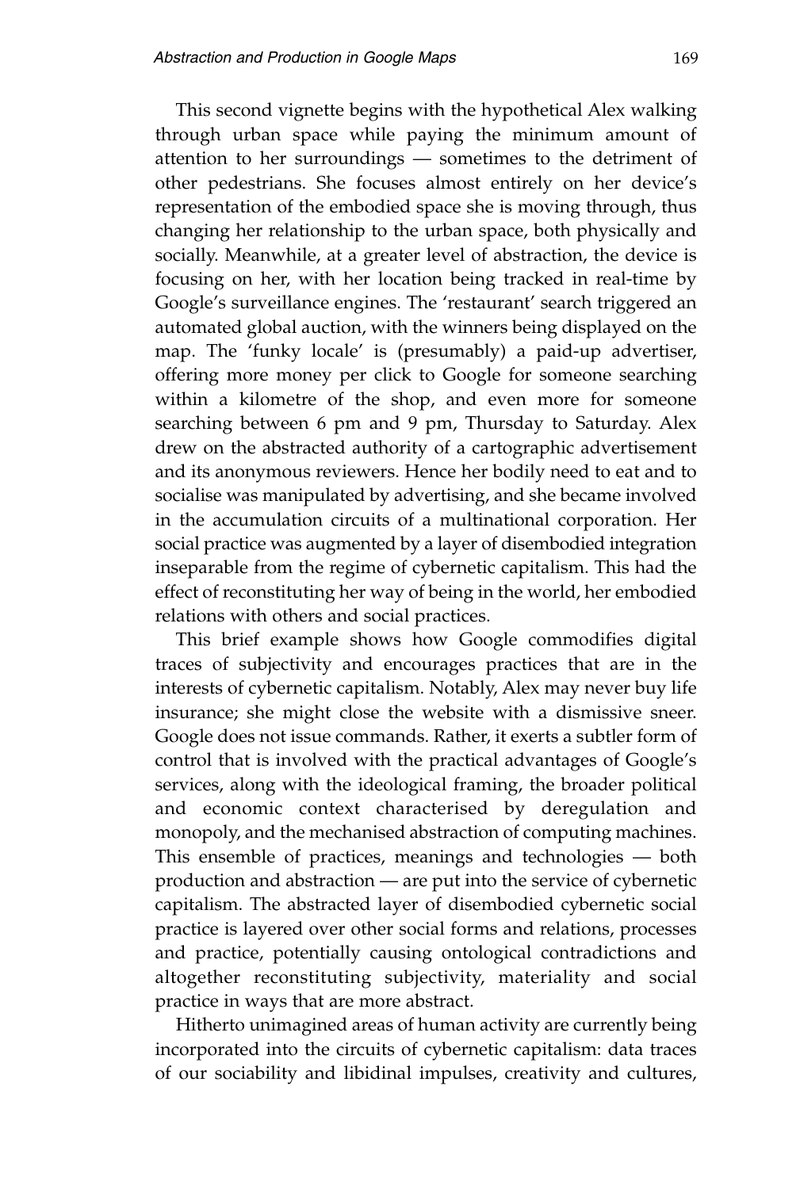This second vignette begins with the hypothetical Alex walking through urban space while paying the minimum amount of attention to her surroundings — sometimes to the detriment of other pedestrians. She focuses almost entirely on her device's representation of the embodied space she is moving through, thus changing her relationship to the urban space, both physically and socially. Meanwhile, at a greater level of abstraction, the device is focusing on her, with her location being tracked in real-time by Google's surveillance engines. The 'restaurant' search triggered an automated global auction, with the winners being displayed on the map. The 'funky locale' is (presumably) a paid-up advertiser, offering more money per click to Google for someone searching within a kilometre of the shop, and even more for someone searching between 6 pm and 9 pm, Thursday to Saturday. Alex drew on the abstracted authority of a cartographic advertisement and its anonymous reviewers. Hence her bodily need to eat and to socialise was manipulated by advertising, and she became involved in the accumulation circuits of a multinational corporation. Her social practice was augmented by a layer of disembodied integration inseparable from the regime of cybernetic capitalism. This had the effect of reconstituting her way of being in the world, her embodied relations with others and social practices.

This brief example shows how Google commodifies digital traces of subjectivity and encourages practices that are in the interests of cybernetic capitalism. Notably, Alex may never buy life insurance; she might close the website with a dismissive sneer. Google does not issue commands. Rather, it exerts a subtler form of control that is involved with the practical advantages of Google's services, along with the ideological framing, the broader political and economic context characterised by deregulation and monopoly, and the mechanised abstraction of computing machines. This ensemble of practices, meanings and technologies — both production and abstraction — are put into the service of cybernetic capitalism. The abstracted layer of disembodied cybernetic social practice is layered over other social forms and relations, processes and practice, potentially causing ontological contradictions and altogether reconstituting subjectivity, materiality and social practice in ways that are more abstract.

Hitherto unimagined areas of human activity are currently being incorporated into the circuits of cybernetic capitalism: data traces of our sociability and libidinal impulses, creativity and cultures,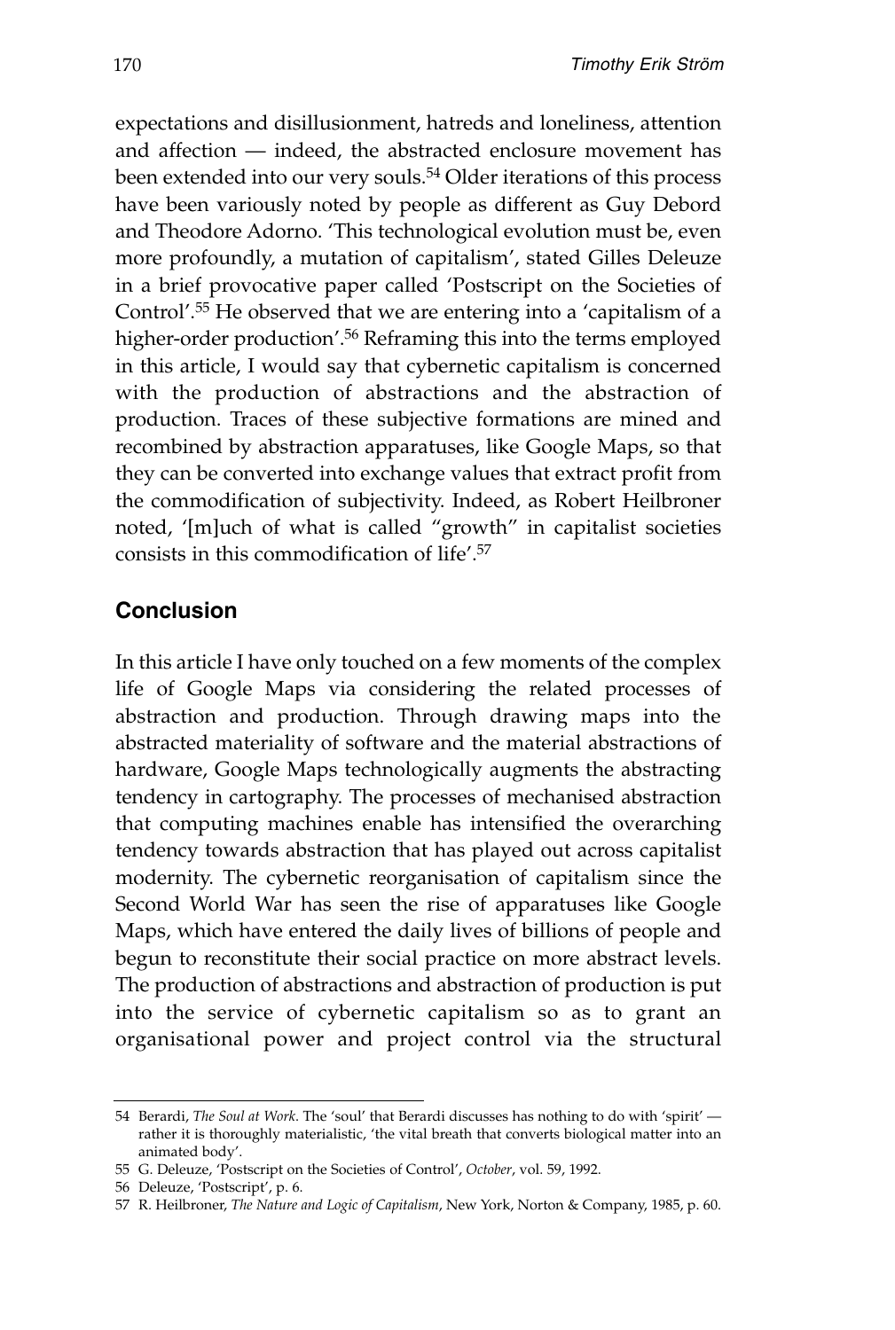expectations and disillusionment, hatreds and loneliness, attention and affection — indeed, the abstracted enclosure movement has been extended into our very souls.[54] Older iterations of this process have been variously noted by people as different as Guy Debord and Theodore Adorno. 'This technological evolution must be, even more profoundly, a mutation of capitalism', stated Gilles Deleuze in a brief provocative paper called 'Postscript on the Societies of Control'.[55] He observed that we are entering into a 'capitalism of a higher-order production'.[56] Reframing this into the terms employed in this article, I would say that cybernetic capitalism is concerned with the production of abstractions and the abstraction of production. Traces of these subjective formations are mined and recombined by abstraction apparatuses, like Google Maps, so that they can be converted into exchange values that extract profit from the commodification of subjectivity. Indeed, as Robert Heilbroner noted, '[m]uch of what is called "growth" in capitalist societies consists in this commodification of life'.[57]

## Conclusion

In this article I have only touched on a few moments of the complex life of Google Maps via considering the related processes of abstraction and production. Through drawing maps into the abstracted materiality of software and the material abstractions of hardware, Google Maps technologically augments the abstracting tendency in cartography. The processes of mechanised abstraction that computing machines enable has intensified the overarching tendency towards abstraction that has played out across capitalist modernity. The cybernetic reorganisation of capitalism since the Second World War has seen the rise of apparatuses like Google Maps, which have entered the daily lives of billions of people and begun to reconstitute their social practice on more abstract levels. The production of abstractions and abstraction of production is put into the service of cybernetic capitalism so as to grant an organisational power and project control via the structural

---

54 Berardi, *The Soul at Work*. The 'soul' that Berardi discusses has nothing to do with 'spirit' — rather it is thoroughly materialistic, 'the vital breath that converts biological matter into an animated body'.

55 G. Deleuze, 'Postscript on the Societies of Control', *October*, vol. 59, 1992.

56 Deleuze, 'Postscript', p. 6.

57 R. Heilbroner, *The Nature and Logic of Capitalism*, New York, Norton & Company, 1985, p. 60.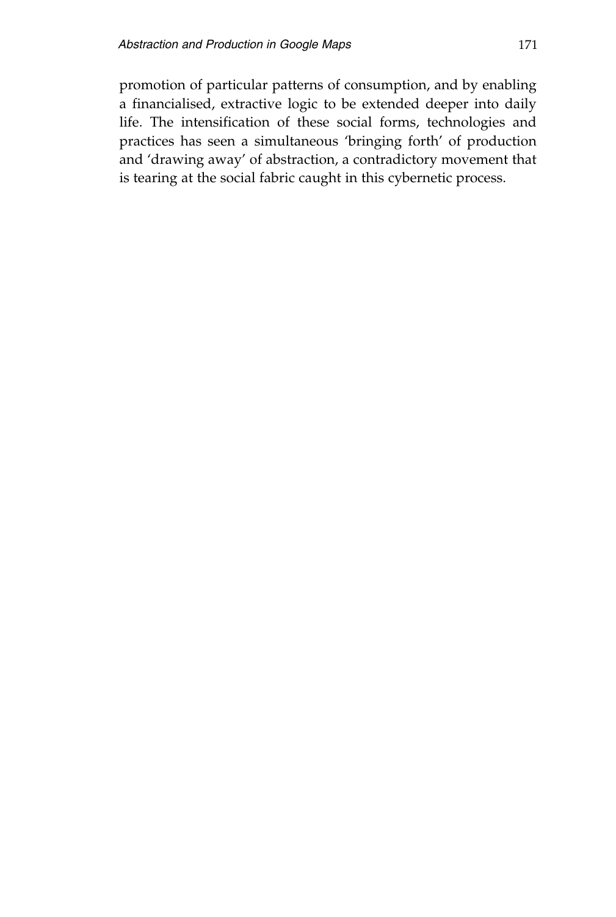promotion of particular patterns of consumption, and by enabling a financialised, extractive logic to be extended deeper into daily life. The intensification of these social forms, technologies and practices has seen a simultaneous 'bringing forth' of production and 'drawing away' of abstraction, a contradictory movement that is tearing at the social fabric caught in this cybernetic process.